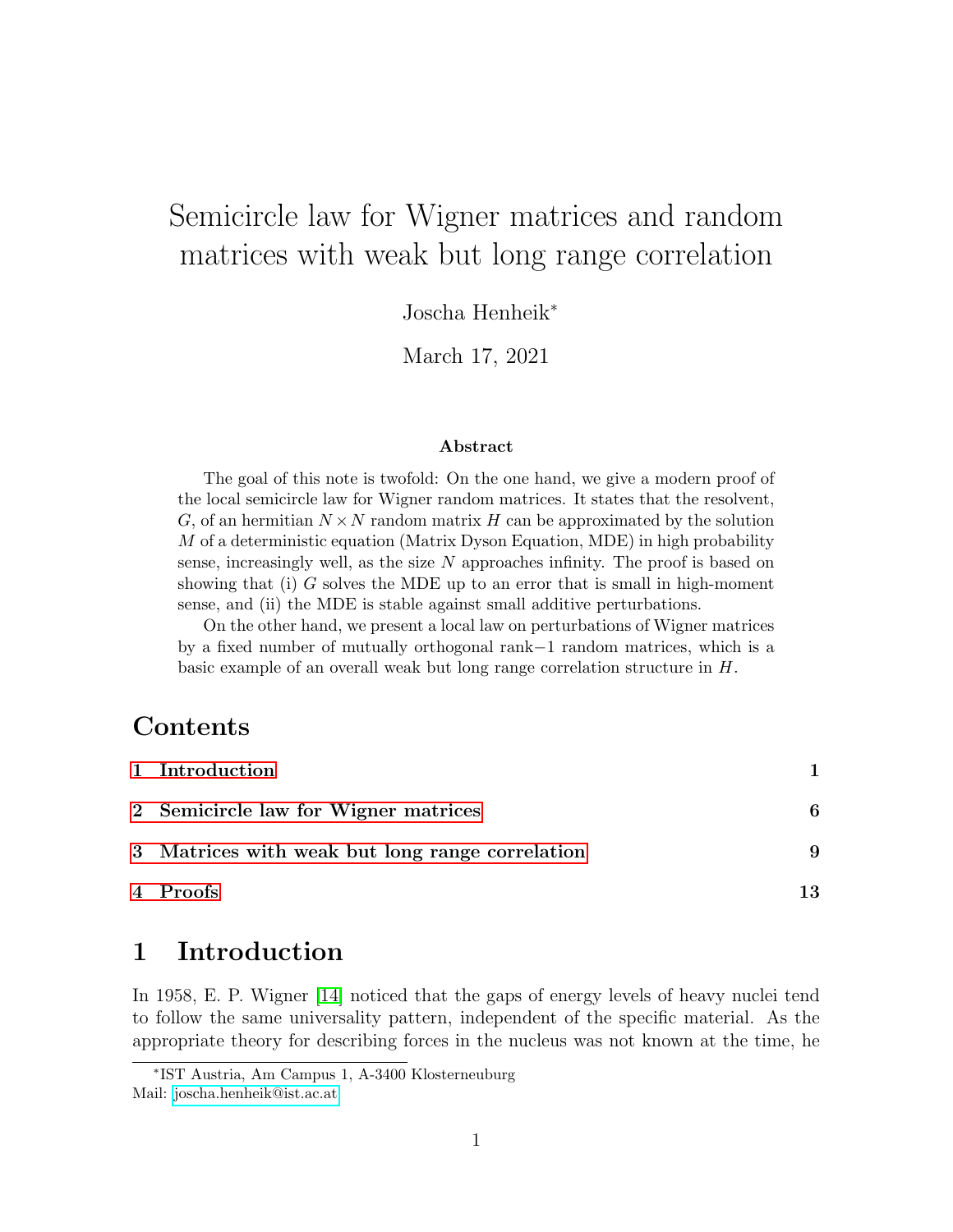# Semicircle law for Wigner matrices and random matrices with weak but long range correlation

Joscha Henheik*

March 17, 2021

**Abstract**

The goal of this note is twofold: On the one hand, we give a modern proof of the local semicircle law for Wigner random matrices. It states that the resolvent, $G$, of an hermitian $N \times N$ random matrix $H$ can be approximated by the solution $M$ of a deterministic equation (Matrix Dyson Equation, MDE) in high probability sense, increasingly well, as the size $N$ approaches infinity. The proof is based on showing that (i) $G$ solves the MDE up to an error that is small in high-moment sense, and (ii) the MDE is stable against small additive perturbations.

On the other hand, we present a local law on perturbations of Wigner matrices by a fixed number of mutually orthogonal rank$-1$ random matrices, which is a basic example of an overall weak but long range correlation structure in $H$.

## Contents

| | |
|---|---|
| **1 Introduction** | **1** |
| **2 Semicircle law for Wigner matrices** | **6** |
| **3 Matrices with weak but long range correlation** | **9** |
| **4 Proofs** | **13** |

## 1 Introduction

In 1958, E. P. Wigner [14] noticed that the gaps of energy levels of heavy nuclei tend to follow the same universality pattern, independent of the specific material. As the appropriate theory for describing forces in the nucleus was not known at the time, he

---

*IST Austria, Am Campus 1, A-3400 Klosterneuburg
Mail: joscha.henheik@ist.ac.at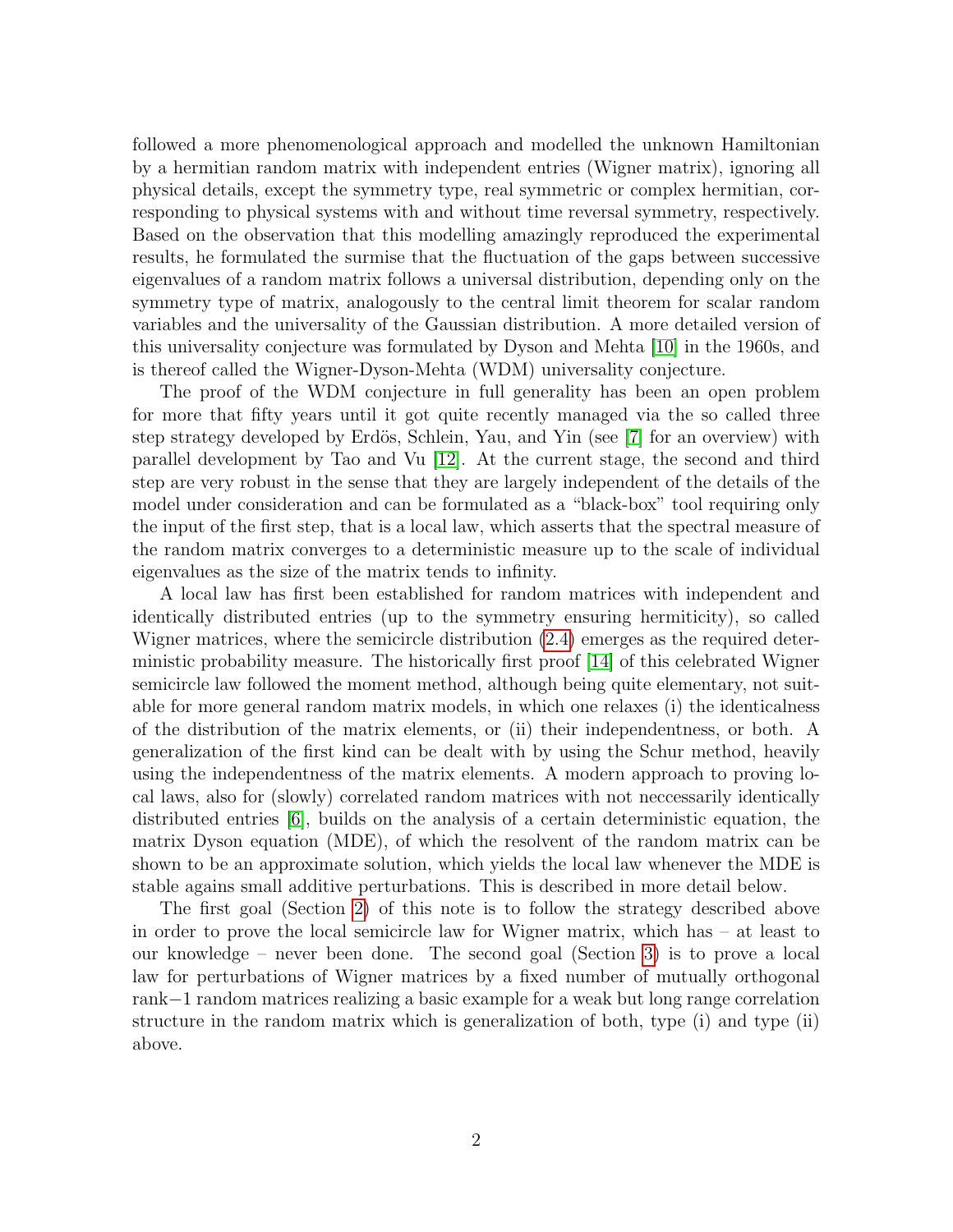followed a more phenomenological approach and modelled the unknown Hamiltonian by a hermitian random matrix with independent entries (Wigner matrix), ignoring all physical details, except the symmetry type, real symmetric or complex hermitian, corresponding to physical systems with and without time reversal symmetry, respectively. Based on the observation that this modelling amazingly reproduced the experimental results, he formulated the surmise that the fluctuation of the gaps between successive eigenvalues of a random matrix follows a universal distribution, depending only on the symmetry type of matrix, analogously to the central limit theorem for scalar random variables and the universality of the Gaussian distribution. A more detailed version of this universality conjecture was formulated by Dyson and Mehta [10] in the 1960s, and is thereof called the Wigner-Dyson-Mehta (WDM) universality conjecture.

The proof of the WDM conjecture in full generality has been an open problem for more that fifty years until it got quite recently managed via the so called three step strategy developed by Erdös, Schlein, Yau, and Yin (see [7] for an overview) with parallel development by Tao and Vu [12]. At the current stage, the second and third step are very robust in the sense that they are largely independent of the details of the model under consideration and can be formulated as a "black-box" tool requiring only the input of the first step, that is a local law, which asserts that the spectral measure of the random matrix converges to a deterministic measure up to the scale of individual eigenvalues as the size of the matrix tends to infinity.

A local law has first been established for random matrices with independent and identically distributed entries (up to the symmetry ensuring hermiticity), so called Wigner matrices, where the semicircle distribution (2.4) emerges as the required deterministic probability measure. The historically first proof [14] of this celebrated Wigner semicircle law followed the moment method, although being quite elementary, not suitable for more general random matrix models, in which one relaxes (i) the identicalness of the distribution of the matrix elements, or (ii) their independentness, or both. A generalization of the first kind can be dealt with by using the Schur method, heavily using the independentness of the matrix elements. A modern approach to proving local laws, also for (slowly) correlated random matrices with not neccessarily identically distributed entries [6], builds on the analysis of a certain deterministic equation, the matrix Dyson equation (MDE), of which the resolvent of the random matrix can be shown to be an approximate solution, which yields the local law whenever the MDE is stable agains small additive perturbations. This is described in more detail below.

The first goal (Section 2) of this note is to follow the strategy described above in order to prove the local semicircle law for Wigner matrix, which has – at least to our knowledge – never been done. The second goal (Section 3) is to prove a local law for perturbations of Wigner matrices by a fixed number of mutually orthogonal rank$-1$ random matrices realizing a basic example for a weak but long range correlation structure in the random matrix which is generalization of both, type (i) and type (ii) above.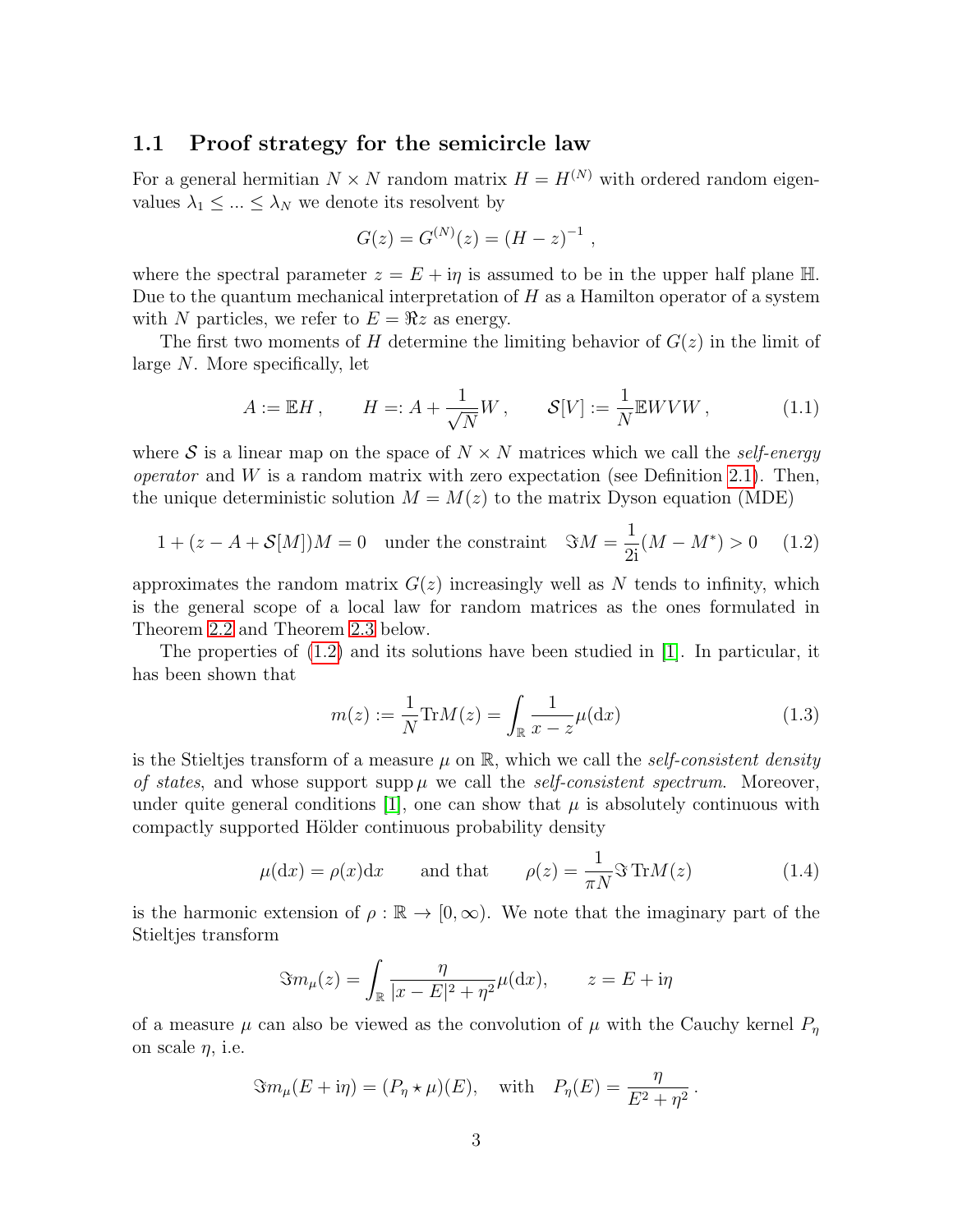### 1.1 Proof strategy for the semicircle law

For a general hermitian $N \times N$ random matrix $H = H^{(N)}$ with ordered random eigenvalues $\lambda_1 \leq ... \leq \lambda_N$ we denote its resolvent by

$$G(z) = G^{(N)}(z) = (H - z)^{-1} ,$$

where the spectral parameter $z = E + \mathrm{i}\eta$ is assumed to be in the upper half plane $\mathbb{H}$. Due to the quantum mechanical interpretation of $H$ as a Hamilton operator of a system with $N$ particles, we refer to $E = \Re z$ as energy.

The first two moments of $H$ determine the limiting behavior of $G(z)$ in the limit of large $N$. More specifically, let

$$A := \mathbb{E}H , \qquad H =: A + \frac{1}{\sqrt{N}} W , \qquad \mathcal{S}[V] := \frac{1}{N}\mathbb{E}WVW , \tag{1.1}$$

where $\mathcal{S}$ is a linear map on the space of $N \times N$ matrices which we call the *self-energy operator* and $W$ is a random matrix with zero expectation (see Definition 2.1). Then, the unique deterministic solution $M = M(z)$ to the matrix Dyson equation (MDE)

$$1 + (z - A + \mathcal{S}[M])M = 0 \quad \text{under the constraint} \quad \Im M = \frac{1}{2\mathrm{i}}(M - M^*) > 0 \tag{1.2}$$

approximates the random matrix $G(z)$ increasingly well as $N$ tends to infinity, which is the general scope of a local law for random matrices as the ones formulated in Theorem 2.2 and Theorem 2.3 below.

The properties of (1.2) and its solutions have been studied in [1]. In particular, it has been shown that

$$m(z) := \frac{1}{N}\mathrm{Tr}M(z) = \int_{\mathbb{R}} \frac{1}{x - z}\mu(\mathrm{d}x) \tag{1.3}$$

is the Stieltjes transform of a measure $\mu$ on $\mathbb{R}$, which we call the *self-consistent density of states*, and whose support $\operatorname{supp}\mu$ we call the *self-consistent spectrum*. Moreover, under quite general conditions [1], one can show that $\mu$ is absolutely continuous with compactly supported Hölder continuous probability density

$$\mu(\mathrm{d}x) = \rho(x)\mathrm{d}x \qquad \text{and that} \qquad \rho(z) = \frac{1}{\pi N}\Im\, \mathrm{Tr}M(z) \tag{1.4}$$

is the harmonic extension of $\rho : \mathbb{R} \to [0, \infty)$. We note that the imaginary part of the Stieltjes transform

$$\Im m_\mu(z) = \int_{\mathbb{R}} \frac{\eta}{|x - E|^2 + \eta^2}\mu(\mathrm{d}x), \qquad z = E + \mathrm{i}\eta$$

of a measure $\mu$ can also be viewed as the convolution of $\mu$ with the Cauchy kernel $P_\eta$ on scale $\eta$, i.e.

$$\Im m_\mu(E + \mathrm{i}\eta) = (P_\eta \star \mu)(E), \quad \text{with} \quad P_\eta(E) = \frac{\eta}{E^2 + \eta^2} .$$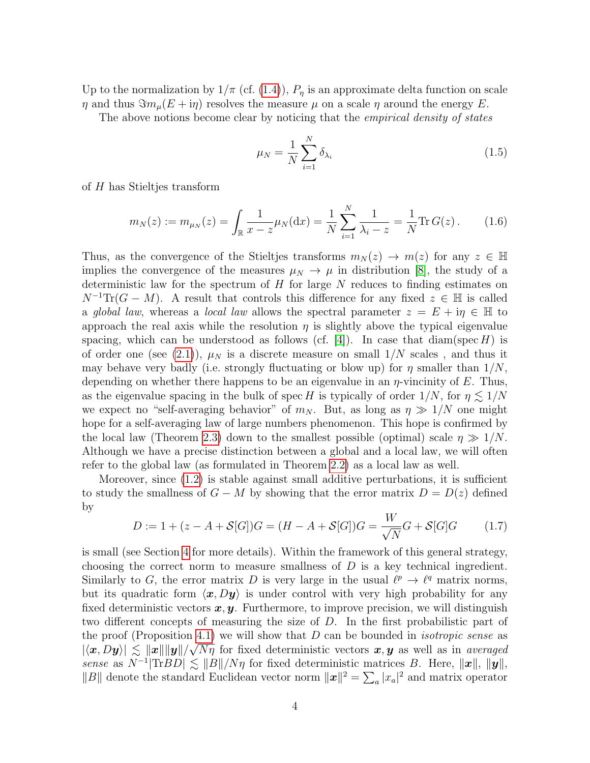Up to the normalization by $1/\pi$ (cf. (1.4)), $P_\eta$ is an approximate delta function on scale $\eta$ and thus $\Im m_\mu(E + \mathrm{i}\eta)$ resolves the measure $\mu$ on a scale $\eta$ around the energy $E$.

The above notions become clear by noticing that the *empirical density of states*

$$\mu_N = \frac{1}{N}\sum_{i=1}^{N} \delta_{\lambda_i} \tag{1.5}$$

of $H$ has Stieltjes transform

$$m_N(z) := m_{\mu_N}(z) = \int_{\mathbb{R}} \frac{1}{x-z}\mu_N(\mathrm{d}x) = \frac{1}{N}\sum_{i=1}^{N}\frac{1}{\lambda_i - z} = \frac{1}{N}\mathrm{Tr}\, G(z)\,. \tag{1.6}$$

Thus, as the convergence of the Stieltjes transforms $m_N(z) \to m(z)$ for any $z \in \mathbb{H}$ implies the convergence of the measures $\mu_N \to \mu$ in distribution [8], the study of a deterministic law for the spectrum of $H$ for large $N$ reduces to finding estimates on $N^{-1}\mathrm{Tr}(G - M)$. A result that controls this difference for any fixed $z \in \mathbb{H}$ is called a *global law*, whereas a *local law* allows the spectral parameter $z = E + \mathrm{i}\eta \in \mathbb{H}$ to approach the real axis while the resolution $\eta$ is slightly above the typical eigenvalue spacing, which can be understood as follows (cf. [4]). In case that $\mathrm{diam}(\mathrm{spec}\, H)$ is of order one (see (2.1)), $\mu_N$ is a discrete measure on small $1/N$ scales , and thus it may behave very badly (i.e. strongly fluctuating or blow up) for $\eta$ smaller than $1/N$, depending on whether there happens to be an eigenvalue in an $\eta$-vincinity of $E$. Thus, as the eigenvalue spacing in the bulk of $\mathrm{spec}\, H$ is typically of order $1/N$, for $\eta \lesssim 1/N$ we expect no "self-averaging behavior" of $m_N$. But, as long as $\eta \gg 1/N$ one might hope for a self-averaging law of large numbers phenomenon. This hope is confirmed by the local law (Theorem 2.3) down to the smallest possible (optimal) scale $\eta \gg 1/N$. Although we have a precise distinction between a global and a local law, we will often refer to the global law (as formulated in Theorem 2.2) as a local law as well.

Moreover, since (1.2) is stable against small additive perturbations, it is sufficient to study the smallness of $G - M$ by showing that the error matrix $D = D(z)$ defined by

$$D := 1 + (z - A + \mathcal{S}[G])G = (H - A + \mathcal{S}[G])G = \frac{W}{\sqrt{N}}G + \mathcal{S}[G]G \tag{1.7}$$

is small (see Section 4 for more details). Within the framework of this general strategy, choosing the correct norm to measure smallness of $D$ is a key technical ingredient. Similarly to $G$, the error matrix $D$ is very large in the usual $\ell^p \to \ell^q$ matrix norms, but its quadratic form $\langle \boldsymbol{x}, D\boldsymbol{y}\rangle$ is under control with very high probability for any fixed deterministic vectors $\boldsymbol{x}, \boldsymbol{y}$. Furthermore, to improve precision, we will distinguish two different concepts of measuring the size of $D$. In the first probabilistic part of the proof (Proposition 4.1) we will show that $D$ can be bounded in *isotropic sense* as $|\langle \boldsymbol{x}, D\boldsymbol{y}\rangle| \lesssim \|\boldsymbol{x}\|\|\boldsymbol{y}\|/\sqrt{N\eta}$ for fixed deterministic vectors $\boldsymbol{x}, \boldsymbol{y}$ as well as in *averaged sense* as $N^{-1}|\mathrm{Tr} BD| \lesssim \|B\|/N\eta$ for fixed deterministic matrices $B$. Here, $\|\boldsymbol{x}\|$, $\|\boldsymbol{y}\|$, $\|B\|$ denote the standard Euclidean vector norm $\|\boldsymbol{x}\|^2 = \sum_a |x_a|^2$ and matrix operator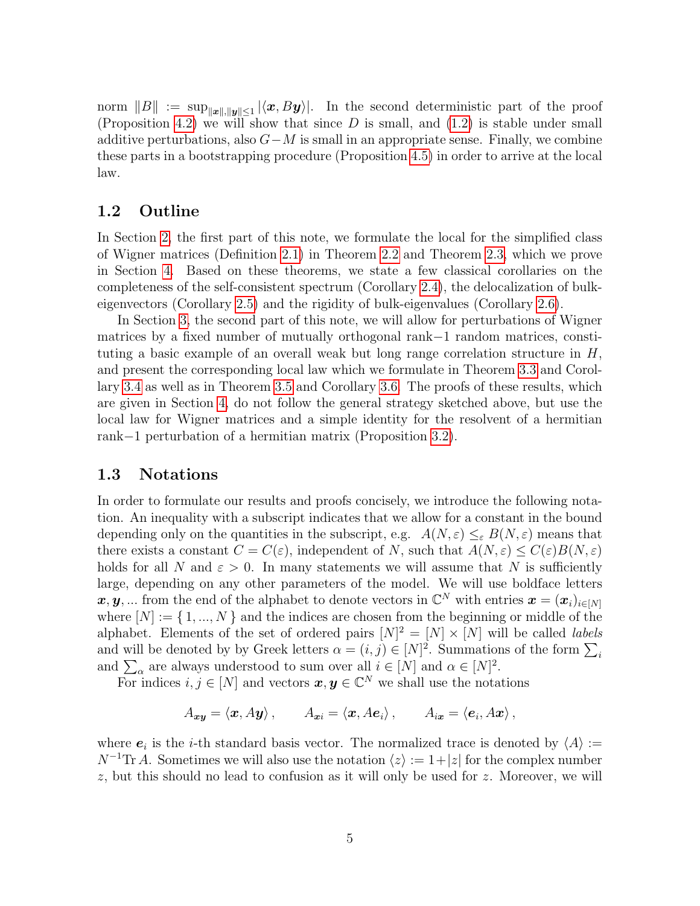norm $\|B\| := \sup_{\|\boldsymbol{x}\|,\|\boldsymbol{y}\|\leq 1} |\langle \boldsymbol{x}, B\boldsymbol{y}\rangle|$. In the second deterministic part of the proof (Proposition 4.2) we will show that since $D$ is small, and (1.2) is stable under small additive perturbations, also $G-M$ is small in an appropriate sense. Finally, we combine these parts in a bootstrapping procedure (Proposition 4.5) in order to arrive at the local law.

## 1.2 Outline

In Section 2, the first part of this note, we formulate the local for the simplified class of Wigner matrices (Definition 2.1) in Theorem 2.2 and Theorem 2.3, which we prove in Section 4. Based on these theorems, we state a few classical corollaries on the completeness of the self-consistent spectrum (Corollary 2.4), the delocalization of bulk-eigenvectors (Corollary 2.5) and the rigidity of bulk-eigenvalues (Corollary 2.6).

In Section 3, the second part of this note, we will allow for perturbations of Wigner matrices by a fixed number of mutually orthogonal rank$-1$ random matrices, constituting a basic example of an overall weak but long range correlation structure in $H$, and present the corresponding local law which we formulate in Theorem 3.3 and Corollary 3.4 as well as in Theorem 3.5 and Corollary 3.6. The proofs of these results, which are given in Section 4, do not follow the general strategy sketched above, but use the local law for Wigner matrices and a simple identity for the resolvent of a hermitian rank$-1$ perturbation of a hermitian matrix (Proposition 3.2).

## 1.3 Notations

In order to formulate our results and proofs concisely, we introduce the following notation. An inequality with a subscript indicates that we allow for a constant in the bound depending only on the quantities in the subscript, e.g. $A(N,\varepsilon) \leq_\varepsilon B(N,\varepsilon)$ means that there exists a constant $C = C(\varepsilon)$, independent of $N$, such that $A(N,\varepsilon) \leq C(\varepsilon)B(N,\varepsilon)$ holds for all $N$ and $\varepsilon > 0$. In many statements we will assume that $N$ is sufficiently large, depending on any other parameters of the model. We will use boldface letters $\boldsymbol{x}, \boldsymbol{y}, ...$ from the end of the alphabet to denote vectors in $\mathbb{C}^N$ with entries $\boldsymbol{x} = (\boldsymbol{x}_i)_{i\in[N]}$ where $[N] := \{1, ..., N\}$ and the indices are chosen from the beginning or middle of the alphabet. Elements of the set of ordered pairs $[N]^2 = [N] \times [N]$ will be called *labels* and will be denoted by by Greek letters $\alpha = (i,j) \in [N]^2$. Summations of the form $\sum_i$ and $\sum_\alpha$ are always understood to sum over all $i \in [N]$ and $\alpha \in [N]^2$.

For indices $i, j \in [N]$ and vectors $\boldsymbol{x}, \boldsymbol{y} \in \mathbb{C}^N$ we shall use the notations

$$A_{\boldsymbol{x}\boldsymbol{y}} = \langle \boldsymbol{x}, A\boldsymbol{y}\rangle, \qquad A_{\boldsymbol{x}i} = \langle \boldsymbol{x}, A\boldsymbol{e}_i\rangle, \qquad A_{i\boldsymbol{x}} = \langle \boldsymbol{e}_i, A\boldsymbol{x}\rangle,$$

where $\boldsymbol{e}_i$ is the $i$-th standard basis vector. The normalized trace is denoted by $\langle A\rangle := N^{-1}\mathrm{Tr}\, A$. Sometimes we will also use the notation $\langle z\rangle := 1+|z|$ for the complex number $z$, but this should no lead to confusion as it will only be used for $z$. Moreover, we will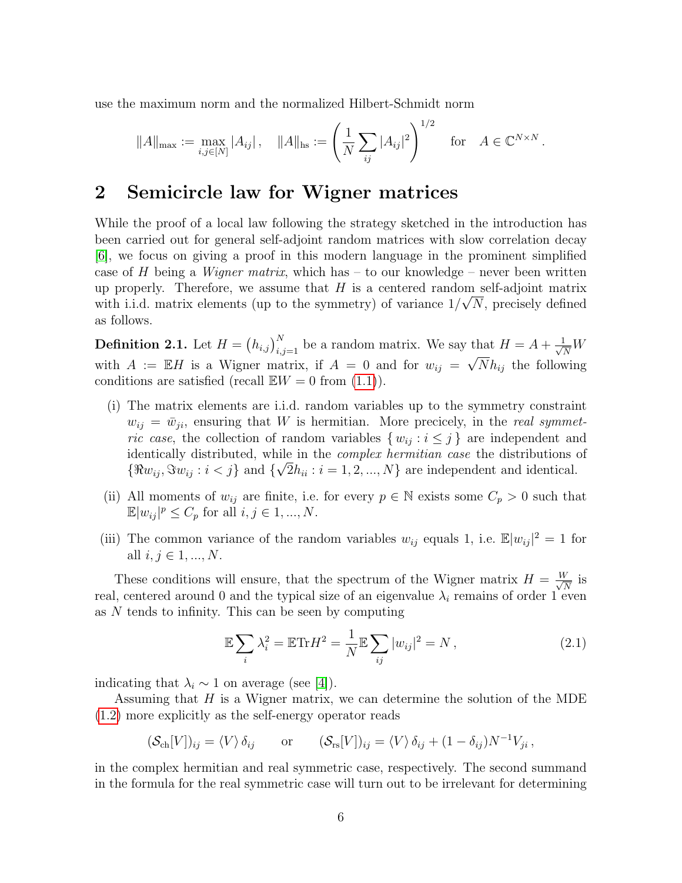use the maximum norm and the normalized Hilbert-Schmidt norm

$$\|A\|_{\max} := \max_{i,j\in[N]} |A_{ij}|\,, \quad \|A\|_{\mathrm{hs}} := \left(\frac{1}{N}\sum_{ij}|A_{ij}|^2\right)^{1/2} \quad \text{for} \quad A \in \mathbb{C}^{N\times N}\,.$$

## 2 Semicircle law for Wigner matrices

While the proof of a local law following the strategy sketched in the introduction has been carried out for general self-adjoint random matrices with slow correlation decay [6], we focus on giving a proof in this modern language in the prominent simplified case of $H$ being a *Wigner matrix*, which has – to our knowledge – never been written up properly. Therefore, we assume that $H$ is a centered random self-adjoint matrix with i.i.d. matrix elements (up to the symmetry) of variance $1/\sqrt{N}$, precisely defined as follows.

**Definition 2.1.** Let $H = \left(h_{i,j}\right)_{i,j=1}^N$ be a random matrix. We say that $H = A + \frac{1}{\sqrt{N}}W$ with $A := \mathbb{E}H$ is a Wigner matrix, if $A = 0$ and for $w_{ij} = \sqrt{N}h_{ij}$ the following conditions are satisfied (recall $\mathbb{E}W = 0$ from (1.1)).

- (i) The matrix elements are i.i.d. random variables up to the symmetry constraint $w_{ij} = \bar{w}_{ji}$, ensuring that $W$ is hermitian. More precicely, in the *real symmetric case*, the collection of random variables $\{\, w_{ij} : i \leq j \,\}$ are independent and identically distributed, while in the *complex hermitian case* the distributions of $\{\Re w_{ij}, \Im w_{ij} : i < j\}$ and $\{\sqrt{2}h_{ii} : i = 1, 2, ..., N\}$ are independent and identical.
- (ii) All moments of $w_{ij}$ are finite, i.e. for every $p \in \mathbb{N}$ exists some $C_p > 0$ such that $\mathbb{E}|w_{ij}|^p \leq C_p$ for all $i, j \in 1, ..., N$.
- (iii) The common variance of the random variables $w_{ij}$ equals 1, i.e. $\mathbb{E}|w_{ij}|^2 = 1$ for all $i, j \in 1, ..., N$.

These conditions will ensure, that the spectrum of the Wigner matrix $H = \frac{W}{\sqrt{N}}$ is real, centered around 0 and the typical size of an eigenvalue $\lambda_i$ remains of order 1 even as $N$ tends to infinity. This can be seen by computing

$$\mathbb{E}\sum_i \lambda_i^2 = \mathbb{E}\mathrm{Tr}H^2 = \frac{1}{N}\mathbb{E}\sum_{ij}|w_{ij}|^2 = N\,, \tag{2.1}$$

indicating that $\lambda_i \sim 1$ on average (see [4]).

Assuming that $H$ is a Wigner matrix, we can determine the solution of the MDE (1.2) more explicitly as the self-energy operator reads

$$(\mathcal{S}_{\mathrm{ch}}[V])_{ij} = \langle V\rangle\,\delta_{ij} \qquad \text{or} \qquad (\mathcal{S}_{\mathrm{rs}}[V])_{ij} = \langle V\rangle\,\delta_{ij} + (1-\delta_{ij})N^{-1}V_{ji}\,,$$

in the complex hermitian and real symmetric case, respectively. The second summand in the formula for the real symmetric case will turn out to be irrelevant for determining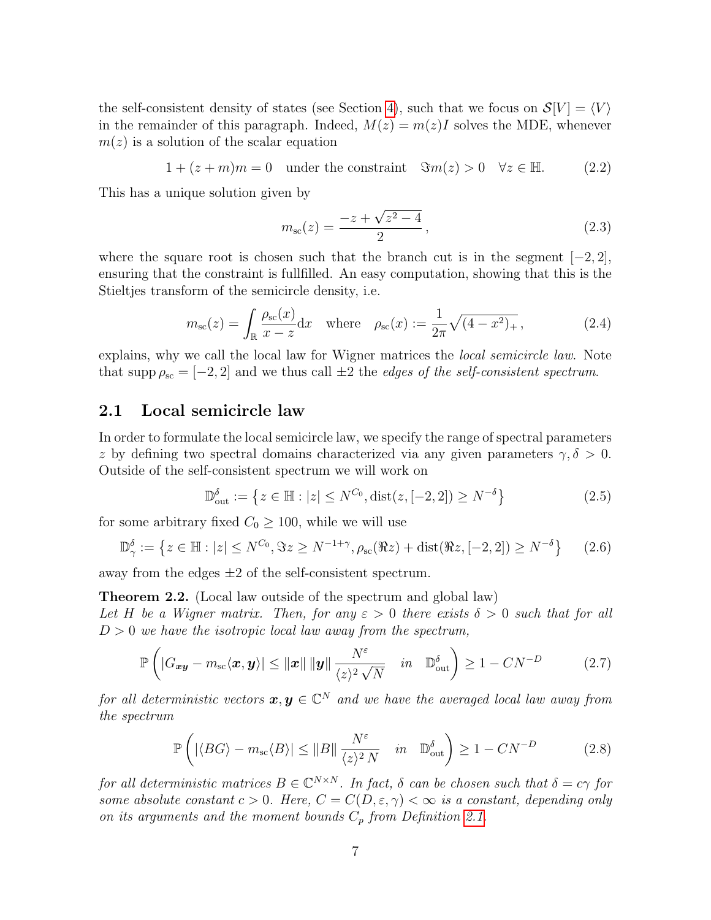the self-consistent density of states (see Section 4), such that we focus on $\mathcal{S}[V] = \langle V \rangle$ in the remainder of this paragraph. Indeed, $M(z) = m(z)I$ solves the MDE, whenever $m(z)$ is a solution of the scalar equation

$$1 + (z+m)m = 0 \quad \text{under the constraint} \quad \Im m(z) > 0 \quad \forall z \in \mathbb{H}. \tag{2.2}$$

This has a unique solution given by

$$m_{\mathrm{sc}}(z) = \frac{-z + \sqrt{z^2-4}}{2}\,, \tag{2.3}$$

where the square root is chosen such that the branch cut is in the segment $[-2,2]$, ensuring that the constraint is fullfilled. An easy computation, showing that this is the Stieltjes transform of the semicircle density, i.e.

$$m_{\mathrm{sc}}(z) = \int_{\mathbb{R}} \frac{\rho_{\mathrm{sc}}(x)}{x-z}\mathrm{d}x \quad \text{where} \quad \rho_{\mathrm{sc}}(x) := \frac{1}{2\pi}\sqrt{(4-x^2)_+}\,, \tag{2.4}$$

explains, why we call the local law for Wigner matrices the *local semicircle law*. Note that $\operatorname{supp} \rho_{\mathrm{sc}} = [-2,2]$ and we thus call $\pm 2$ the *edges of the self-consistent spectrum*.

## 2.1 Local semicircle law

In order to formulate the local semicircle law, we specify the range of spectral parameters $z$ by defining two spectral domains characterized via any given parameters $\gamma, \delta > 0$. Outside of the self-consistent spectrum we will work on

$$\mathbb{D}^{\delta}_{\mathrm{out}} := \left\{ z \in \mathbb{H} : |z| \le N^{C_0}, \operatorname{dist}(z, [-2,2]) \ge N^{-\delta} \right\} \tag{2.5}$$

for some arbitrary fixed $C_0 \ge 100$, while we will use

$$\mathbb{D}^{\delta}_{\gamma} := \left\{ z \in \mathbb{H} : |z| \le N^{C_0}, \Im z \ge N^{-1+\gamma}, \rho_{\mathrm{sc}}(\Re z) + \operatorname{dist}(\Re z, [-2,2]) \ge N^{-\delta} \right\} \tag{2.6}$$

away from the edges $\pm 2$ of the self-consistent spectrum.

**Theorem 2.2.** (Local law outside of the spectrum and global law)
*Let $H$ be a Wigner matrix. Then, for any $\varepsilon > 0$ there exists $\delta > 0$ such that for all $D > 0$ we have the isotropic local law away from the spectrum,*

$$\mathbb{P}\left( |G_{\boldsymbol{x}\boldsymbol{y}} - m_{\mathrm{sc}}\langle \boldsymbol{x}, \boldsymbol{y}\rangle| \le \|\boldsymbol{x}\|\,\|\boldsymbol{y}\| \frac{N^{\varepsilon}}{\langle z\rangle^2 \sqrt{N}} \quad in \quad \mathbb{D}^{\delta}_{\mathrm{out}} \right) \ge 1 - CN^{-D} \tag{2.7}$$

*for all deterministic vectors $\boldsymbol{x}, \boldsymbol{y} \in \mathbb{C}^N$ and we have the averaged local law away from the spectrum*

$$\mathbb{P}\left( |\langle BG\rangle - m_{\mathrm{sc}}\langle B\rangle| \le \|B\| \frac{N^{\varepsilon}}{\langle z\rangle^2 N} \quad in \quad \mathbb{D}^{\delta}_{\mathrm{out}} \right) \ge 1 - CN^{-D} \tag{2.8}$$

*for all deterministic matrices $B \in \mathbb{C}^{N\times N}$. In fact, $\delta$ can be chosen such that $\delta = c\gamma$ for some absolute constant $c > 0$. Here, $C = C(D, \varepsilon, \gamma) < \infty$ is a constant, depending only on its arguments and the moment bounds $C_p$ from Definition 2.1.*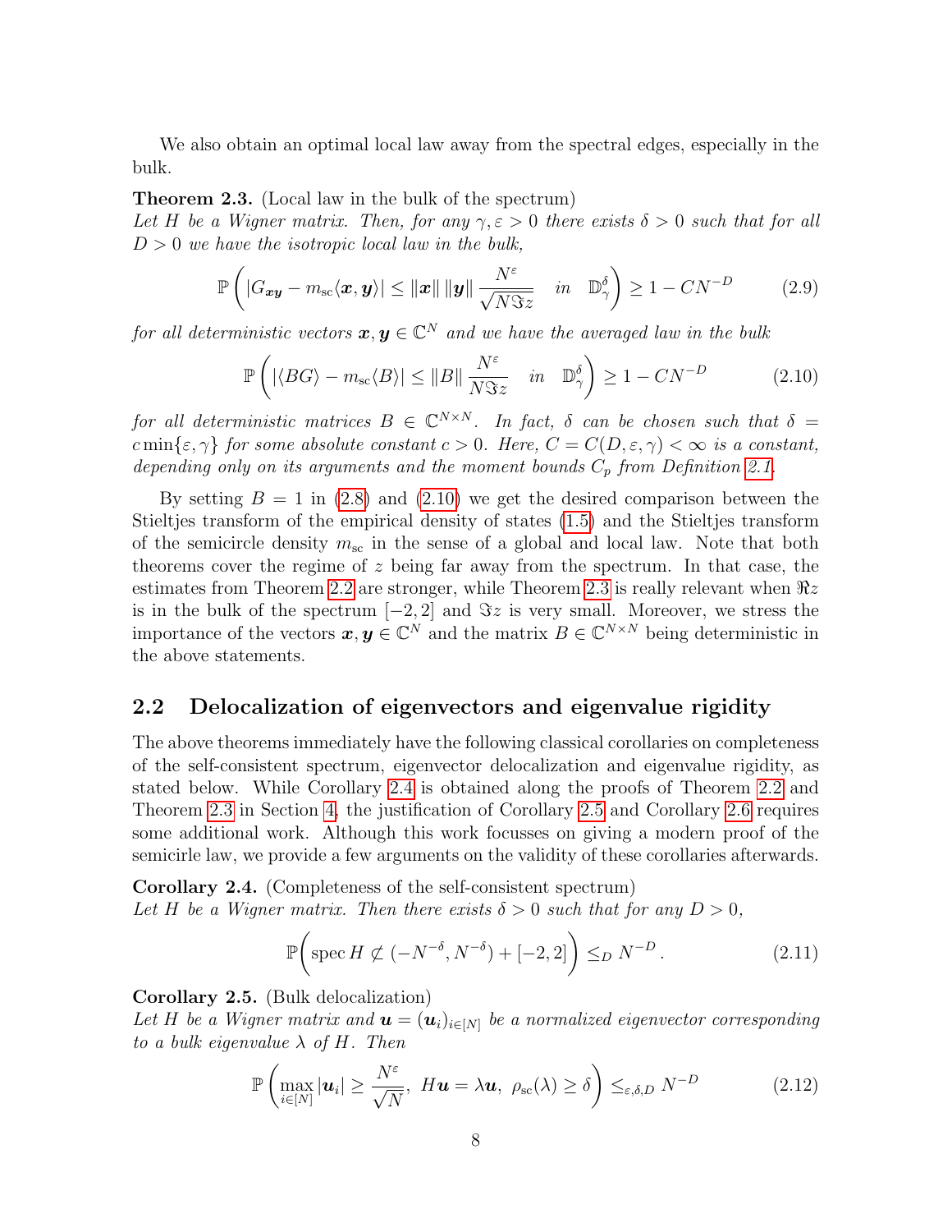We also obtain an optimal local law away from the spectral edges, especially in the bulk.

**Theorem 2.3.** (Local law in the bulk of the spectrum)
*Let $H$ be a Wigner matrix. Then, for any $\gamma, \varepsilon > 0$ there exists $\delta > 0$ such that for all $D > 0$ we have the isotropic local law in the bulk,*

$$\mathbb{P}\left( |G_{\boldsymbol{x}\boldsymbol{y}} - m_{\mathrm{sc}}\langle \boldsymbol{x}, \boldsymbol{y}\rangle| \le \|\boldsymbol{x}\| \, \|\boldsymbol{y}\| \, \frac{N^{\varepsilon}}{\sqrt{N \Im z}} \quad in \quad \mathbb{D}_{\gamma}^{\delta} \right) \ge 1 - CN^{-D} \tag{2.9}$$

*for all deterministic vectors $\boldsymbol{x}, \boldsymbol{y} \in \mathbb{C}^N$ and we have the averaged law in the bulk*

$$\mathbb{P}\left( |\langle BG \rangle - m_{\mathrm{sc}}\langle B \rangle| \le \|B\| \, \frac{N^{\varepsilon}}{N \Im z} \quad in \quad \mathbb{D}_{\gamma}^{\delta} \right) \ge 1 - CN^{-D} \tag{2.10}$$

*for all deterministic matrices $B \in \mathbb{C}^{N \times N}$. In fact, $\delta$ can be chosen such that $\delta = c \min\{\varepsilon, \gamma\}$ for some absolute constant $c > 0$. Here, $C = C(D, \varepsilon, \gamma) < \infty$ is a constant, depending only on its arguments and the moment bounds $C_p$ from Definition 2.1.*

By setting $B = 1$ in (2.8) and (2.10) we get the desired comparison between the Stieltjes transform of the empirical density of states (1.5) and the Stieltjes transform of the semicircle density $m_{\mathrm{sc}}$ in the sense of a global and local law. Note that both theorems cover the regime of $z$ being far away from the spectrum. In that case, the estimates from Theorem 2.2 are stronger, while Theorem 2.3 is really relevant when $\Re z$ is in the bulk of the spectrum $[-2, 2]$ and $\Im z$ is very small. Moreover, we stress the importance of the vectors $\boldsymbol{x}, \boldsymbol{y} \in \mathbb{C}^N$ and the matrix $B \in \mathbb{C}^{N \times N}$ being deterministic in the above statements.

## 2.2 Delocalization of eigenvectors and eigenvalue rigidity

The above theorems immediately have the following classical corollaries on completeness of the self-consistent spectrum, eigenvector delocalization and eigenvalue rigidity, as stated below. While Corollary 2.4 is obtained along the proofs of Theorem 2.2 and Theorem 2.3 in Section 4, the justification of Corollary 2.5 and Corollary 2.6 requires some additional work. Although this work focusses on giving a modern proof of the semicirle law, we provide a few arguments on the validity of these corollaries afterwards.

**Corollary 2.4.** (Completeness of the self-consistent spectrum)
*Let $H$ be a Wigner matrix. Then there exists $\delta > 0$ such that for any $D > 0$,*

$$\mathbb{P}\Big( \operatorname{spec} H \not\subset (-N^{-\delta}, N^{-\delta}) + [-2, 2] \Big) \le_D N^{-D}. \tag{2.11}$$

**Corollary 2.5.** (Bulk delocalization)
*Let $H$ be a Wigner matrix and $\boldsymbol{u} = (\boldsymbol{u}_i)_{i \in [N]}$ be a normalized eigenvector corresponding to a bulk eigenvalue $\lambda$ of $H$. Then*

$$\mathbb{P}\left( \max_{i \in [N]} |\boldsymbol{u}_i| \ge \frac{N^{\varepsilon}}{\sqrt{N}}, \; H\boldsymbol{u} = \lambda \boldsymbol{u}, \; \rho_{\mathrm{sc}}(\lambda) \ge \delta \right) \le_{\varepsilon, \delta, D} N^{-D} \tag{2.12}$$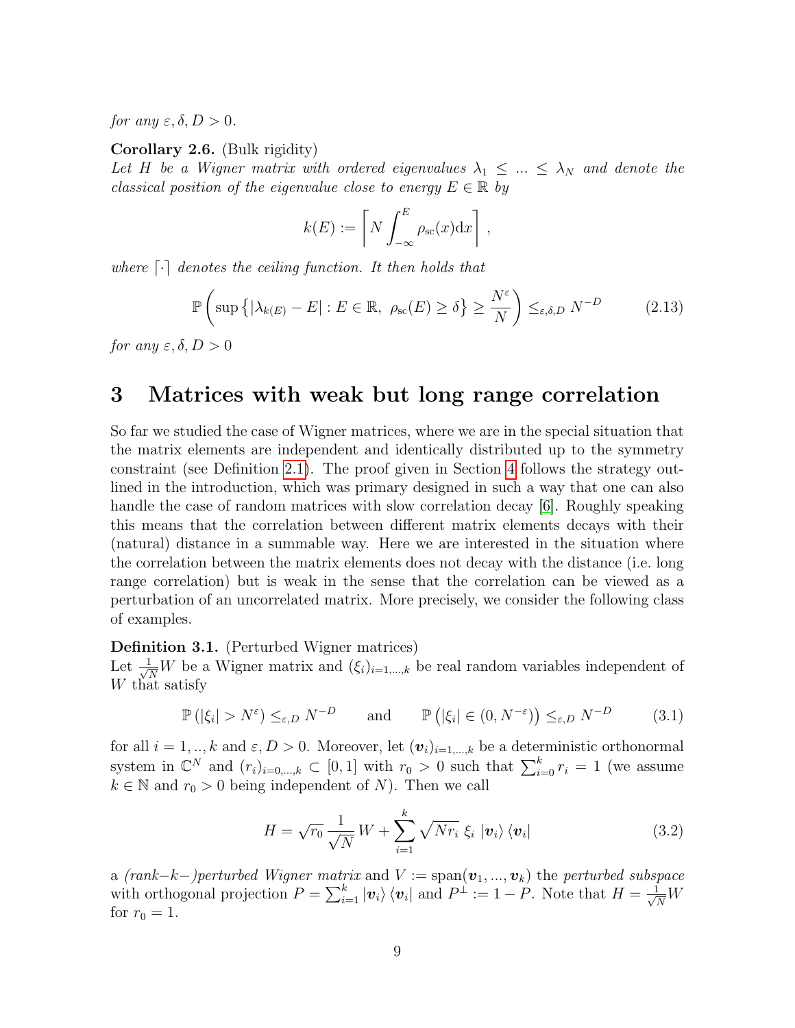*for any $\varepsilon, \delta, D > 0$.*

**Corollary 2.6.** (Bulk rigidity)
*Let $H$ be a Wigner matrix with ordered eigenvalues $\lambda_1 \leq \ldots \leq \lambda_N$ and denote the classical position of the eigenvalue close to energy $E \in \mathbb{R}$ by*

$$k(E) := \left\lceil N \int_{-\infty}^{E} \rho_{\mathrm{sc}}(x)\mathrm{d}x \right\rceil ,$$

*where $\lceil \cdot \rceil$ denotes the ceiling function. It then holds that*

$$\mathbb{P}\left( \sup\left\{ |\lambda_{k(E)} - E| : E \in \mathbb{R},\ \rho_{\mathrm{sc}}(E) \geq \delta \right\} \geq \frac{N^{\varepsilon}}{N} \right) \leq_{\varepsilon,\delta,D} N^{-D} \tag{2.13}$$

*for any $\varepsilon, \delta, D > 0$*

# 3 Matrices with weak but long range correlation

So far we studied the case of Wigner matrices, where we are in the special situation that the matrix elements are independent and identically distributed up to the symmetry constraint (see Definition 2.1). The proof given in Section 4 follows the strategy outlined in the introduction, which was primary designed in such a way that one can also handle the case of random matrices with slow correlation decay [6]. Roughly speaking this means that the correlation between different matrix elements decays with their (natural) distance in a summable way. Here we are interested in the situation where the correlation between the matrix elements does not decay with the distance (i.e. long range correlation) but is weak in the sense that the correlation can be viewed as a perturbation of an uncorrelated matrix. More precisely, we consider the following class of examples.

**Definition 3.1.** (Perturbed Wigner matrices)
Let $\frac{1}{\sqrt{N}}W$ be a Wigner matrix and $(\xi_i)_{i=1,\ldots,k}$ be real random variables independent of $W$ that satisfy

$$\mathbb{P}\left(|\xi_i| > N^{\varepsilon}\right) \leq_{\varepsilon,D} N^{-D} \qquad \text{and} \qquad \mathbb{P}\left(|\xi_i| \in (0, N^{-\varepsilon})\right) \leq_{\varepsilon,D} N^{-D} \tag{3.1}$$

for all $i = 1, .., k$ and $\varepsilon, D > 0$. Moreover, let $(\boldsymbol{v}_i)_{i=1,\ldots,k}$ be a deterministic orthonormal system in $\mathbb{C}^N$ and $(r_i)_{i=0,\ldots,k} \subset [0, 1]$ with $r_0 > 0$ such that $\sum_{i=0}^{k} r_i = 1$ (we assume $k \in \mathbb{N}$ and $r_0 > 0$ being independent of $N$). Then we call

$$H = \sqrt{r_0}\, \frac{1}{\sqrt{N}}\, W + \sum_{i=1}^{k} \sqrt{N r_i}\ \xi_i\ |\boldsymbol{v}_i\rangle \langle \boldsymbol{v}_i| \tag{3.2}$$

a *(rank–$k$–)perturbed Wigner matrix* and $V := \mathrm{span}(\boldsymbol{v}_1, \ldots, \boldsymbol{v}_k)$ the *perturbed subspace* with orthogonal projection $P = \sum_{i=1}^{k} |\boldsymbol{v}_i\rangle \langle \boldsymbol{v}_i|$ and $P^{\perp} := 1 - P$. Note that $H = \frac{1}{\sqrt{N}}W$ for $r_0 = 1$.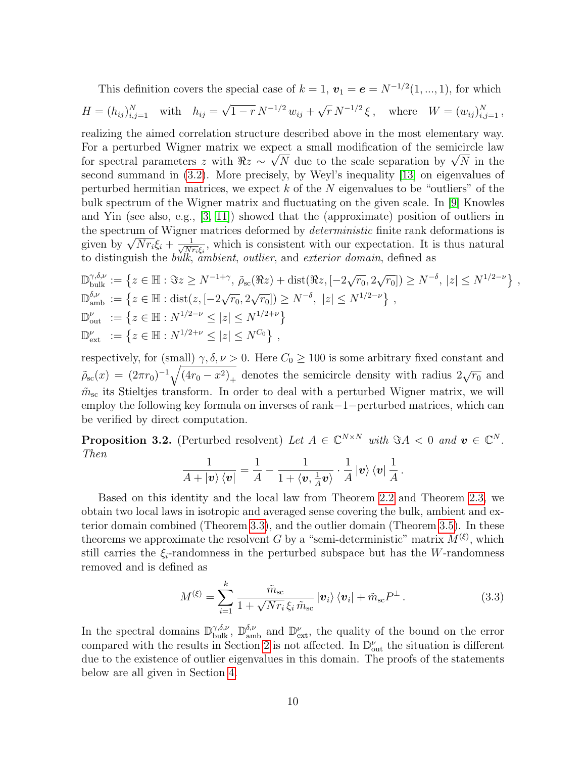This definition covers the special case of $k = 1$, $\boldsymbol{v}_1 = \boldsymbol{e} = N^{-1/2}(1, ..., 1)$, for which

$$H = (h_{ij})_{i,j=1}^N \quad \text{with} \quad h_{ij} = \sqrt{1-r}\, N^{-1/2}\, w_{ij} + \sqrt{r}\, N^{-1/2}\, \xi\,, \quad \text{where} \quad W = (w_{ij})_{i,j=1}^N\,,$$

realizing the aimed correlation structure described above in the most elementary way. For a perturbed Wigner matrix we expect a small modification of the semicircle law for spectral parameters $z$ with $\Re z \sim \sqrt{N}$ due to the scale separation by $\sqrt{N}$ in the second summand in (3.2). More precisely, by Weyl's inequality [13] on eigenvalues of perturbed hermitian matrices, we expect $k$ of the $N$ eigenvalues to be "outliers" of the bulk spectrum of the Wigner matrix and fluctuating on the given scale. In [9] Knowles and Yin (see also, e.g., [3, 11]) showed that the (approximate) position of outliers in the spectrum of Wigner matrices deformed by *deterministic* finite rank deformations is given by $\sqrt{Nr_i}\xi_i + \frac{1}{\sqrt{Nr_i}\xi_i}$, which is consistent with our expectation. It is thus natural to distinguish the *bulk*, *ambient*, *outlier*, and *exterior domain*, defined as

$$\begin{aligned}
\mathbb{D}_{\mathrm{bulk}}^{\gamma,\delta,\nu} &:= \left\{ z \in \mathbb{H} : \Im z \geq N^{-1+\gamma},\ \tilde{\rho}_{\mathrm{sc}}(\Re z) + \mathrm{dist}(\Re z, [-2\sqrt{r_0}, 2\sqrt{r_0}]) \geq N^{-\delta},\ |z| \leq N^{1/2-\nu} \right\}\,, \\
\mathbb{D}_{\mathrm{amb}}^{\delta,\nu} &:= \left\{ z \in \mathbb{H} : \mathrm{dist}(z, [-2\sqrt{r_0}, 2\sqrt{r_0}]) \geq N^{-\delta},\ |z| \leq N^{1/2-\nu} \right\}\,, \\
\mathbb{D}_{\mathrm{out}}^{\nu} &:= \left\{ z \in \mathbb{H} : N^{1/2-\nu} \leq |z| \leq N^{1/2+\nu} \right\} \\
\mathbb{D}_{\mathrm{ext}}^{\nu} &:= \left\{ z \in \mathbb{H} : N^{1/2+\nu} \leq |z| \leq N^{C_0} \right\}\,,
\end{aligned}$$

respectively, for (small) $\gamma, \delta, \nu > 0$. Here $C_0 \geq 100$ is some arbitrary fixed constant and $\tilde{\rho}_{\mathrm{sc}}(x) = (2\pi r_0)^{-1}\sqrt{(4r_0 - x^2)_+}$ denotes the semicircle density with radius $2\sqrt{r_0}$ and $\tilde{m}_{\mathrm{sc}}$ its Stieltjes transform. In order to deal with a perturbed Wigner matrix, we will employ the following key formula on inverses of rank−1−perturbed matrices, which can be verified by direct computation.

**Proposition 3.2.** (Perturbed resolvent) *Let $A \in \mathbb{C}^{N\times N}$ with $\Im A < 0$ and $\boldsymbol{v} \in \mathbb{C}^N$. Then*

$$\frac{1}{A + |\boldsymbol{v}\rangle\langle\boldsymbol{v}|} = \frac{1}{A} - \frac{1}{1 + \langle \boldsymbol{v}, \frac{1}{A}\boldsymbol{v}\rangle} \cdot \frac{1}{A}\,|\boldsymbol{v}\rangle\langle\boldsymbol{v}|\,\frac{1}{A}\,.$$

Based on this identity and the local law from Theorem 2.2 and Theorem 2.3, we obtain two local laws in isotropic and averaged sense covering the bulk, ambient and exterior domain combined (Theorem 3.3), and the outlier domain (Theorem 3.5). In these theorems we approximate the resolvent $G$ by a "semi-deterministic" matrix $M^{(\xi)}$, which still carries the $\xi_i$-randomness in the perturbed subspace but has the $W$-randomness removed and is defined as

$$M^{(\xi)} = \sum_{i=1}^k \frac{\tilde{m}_{\mathrm{sc}}}{1 + \sqrt{Nr_i}\,\xi_i\,\tilde{m}_{\mathrm{sc}}}\,|\boldsymbol{v}_i\rangle\langle\boldsymbol{v}_i| + \tilde{m}_{\mathrm{sc}} P^{\perp}\,. \tag{3.3}$$

In the spectral domains $\mathbb{D}_{\mathrm{bulk}}^{\gamma,\delta,\nu}$, $\mathbb{D}_{\mathrm{amb}}^{\delta,\nu}$ and $\mathbb{D}_{\mathrm{ext}}^{\nu}$, the quality of the bound on the error compared with the results in Section 2 is not affected. In $\mathbb{D}_{\mathrm{out}}^{\nu}$ the situation is different due to the existence of outlier eigenvalues in this domain. The proofs of the statements below are all given in Section 4.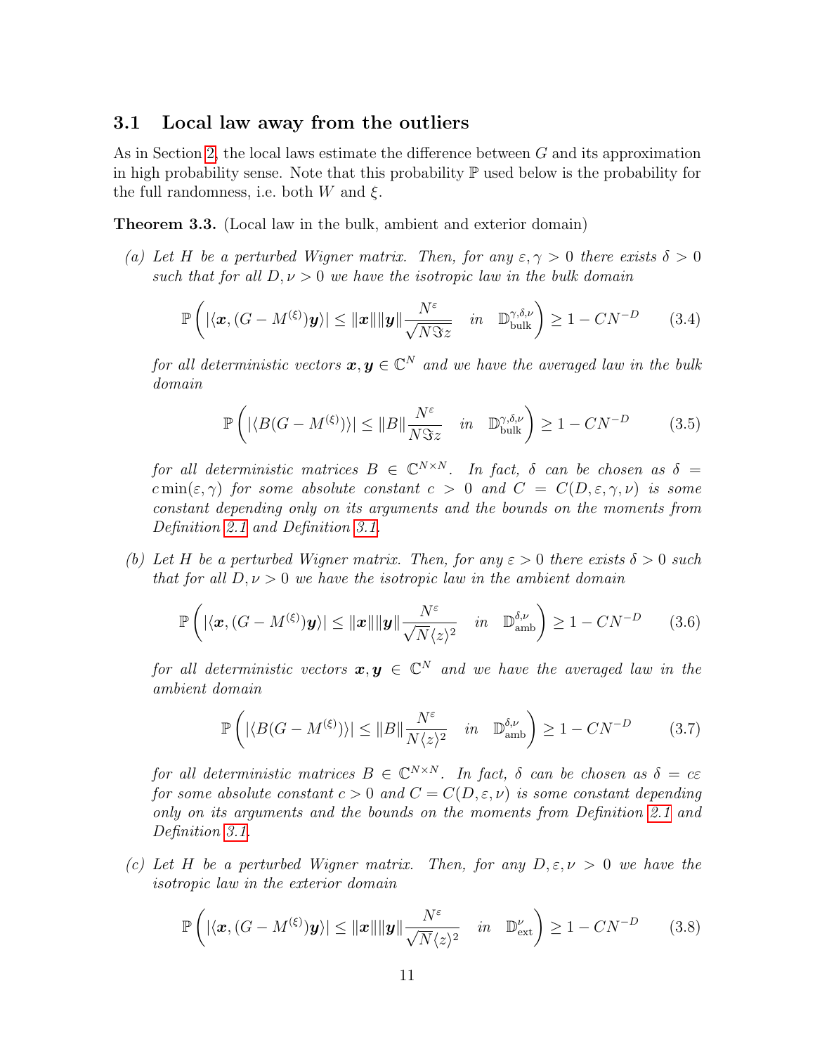## 3.1 Local law away from the outliers

As in Section 2, the local laws estimate the difference between $G$ and its approximation in high probability sense. Note that this probability $\mathbb{P}$ used below is the probability for the full randomness, i.e. both $W$ and $\xi$.

**Theorem 3.3.** (Local law in the bulk, ambient and exterior domain)

*(a) Let $H$ be a perturbed Wigner matrix. Then, for any $\varepsilon, \gamma > 0$ there exists $\delta > 0$ such that for all $D, \nu > 0$ we have the isotropic law in the bulk domain*

$$\mathbb{P}\left( |\langle \boldsymbol{x}, (G - M^{(\xi)})\boldsymbol{y}\rangle| \leq \|\boldsymbol{x}\|\|\boldsymbol{y}\| \frac{N^{\varepsilon}}{\sqrt{N \Im z}} \quad in \quad \mathbb{D}^{\gamma,\delta,\nu}_{\mathrm{bulk}} \right) \geq 1 - CN^{-D} \tag{3.4}$$

*for all deterministic vectors $\boldsymbol{x}, \boldsymbol{y} \in \mathbb{C}^N$ and we have the averaged law in the bulk domain*

$$\mathbb{P}\left( |\langle B(G - M^{(\xi)})\rangle| \leq \|B\| \frac{N^{\varepsilon}}{N \Im z} \quad in \quad \mathbb{D}^{\gamma,\delta,\nu}_{\mathrm{bulk}} \right) \geq 1 - CN^{-D} \tag{3.5}$$

*for all deterministic matrices $B \in \mathbb{C}^{N \times N}$. In fact, $\delta$ can be chosen as $\delta = c\min(\varepsilon, \gamma)$ for some absolute constant $c > 0$ and $C = C(D, \varepsilon, \gamma, \nu)$ is some constant depending only on its arguments and the bounds on the moments from Definition 2.1 and Definition 3.1.*

*(b) Let $H$ be a perturbed Wigner matrix. Then, for any $\varepsilon > 0$ there exists $\delta > 0$ such that for all $D, \nu > 0$ we have the isotropic law in the ambient domain*

$$\mathbb{P}\left( |\langle \boldsymbol{x}, (G - M^{(\xi)})\boldsymbol{y}\rangle| \leq \|\boldsymbol{x}\|\|\boldsymbol{y}\| \frac{N^{\varepsilon}}{\sqrt{N}\langle z\rangle^2} \quad in \quad \mathbb{D}^{\delta,\nu}_{\mathrm{amb}} \right) \geq 1 - CN^{-D} \tag{3.6}$$

*for all deterministic vectors $\boldsymbol{x}, \boldsymbol{y} \in \mathbb{C}^N$ and we have the averaged law in the ambient domain*

$$\mathbb{P}\left( |\langle B(G - M^{(\xi)})\rangle| \leq \|B\| \frac{N^{\varepsilon}}{N\langle z\rangle^2} \quad in \quad \mathbb{D}^{\delta,\nu}_{\mathrm{amb}} \right) \geq 1 - CN^{-D} \tag{3.7}$$

*for all deterministic matrices $B \in \mathbb{C}^{N \times N}$. In fact, $\delta$ can be chosen as $\delta = c\varepsilon$ for some absolute constant $c > 0$ and $C = C(D, \varepsilon, \nu)$ is some constant depending only on its arguments and the bounds on the moments from Definition 2.1 and Definition 3.1.*

*(c) Let $H$ be a perturbed Wigner matrix. Then, for any $D, \varepsilon, \nu > 0$ we have the isotropic law in the exterior domain*

$$\mathbb{P}\left( |\langle \boldsymbol{x}, (G - M^{(\xi)})\boldsymbol{y}\rangle| \leq \|\boldsymbol{x}\|\|\boldsymbol{y}\| \frac{N^{\varepsilon}}{\sqrt{N}\langle z\rangle^2} \quad in \quad \mathbb{D}^{\nu}_{\mathrm{ext}} \right) \geq 1 - CN^{-D} \tag{3.8}$$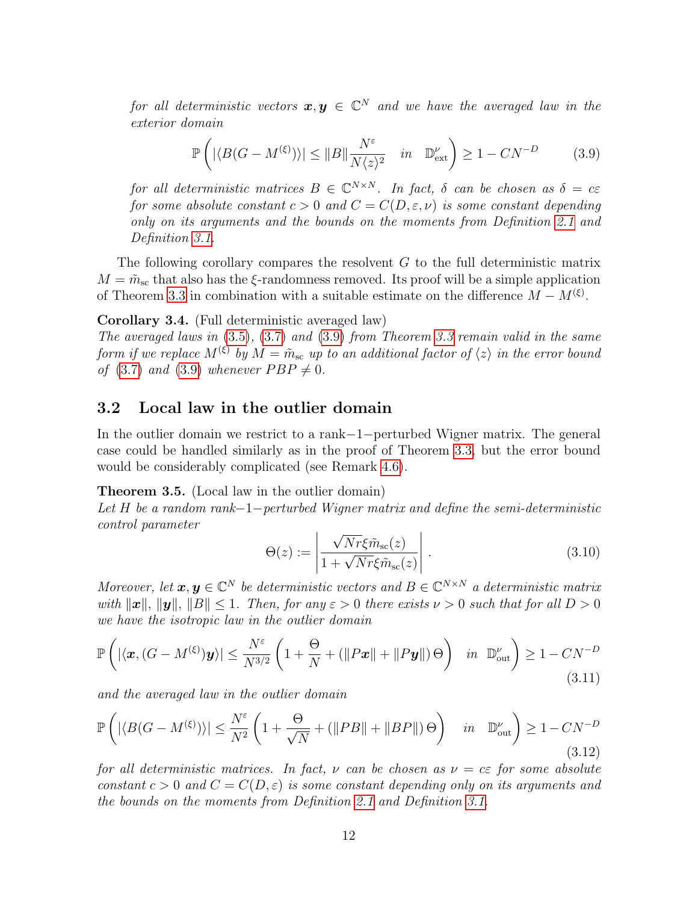*for all deterministic vectors $\boldsymbol{x}, \boldsymbol{y} \in \mathbb{C}^N$ and we have the averaged law in the exterior domain*

$$\mathbb{P}\left( |\langle B(G - M^{(\xi)})\rangle| \leq \|B\| \frac{N^\varepsilon}{N\langle z\rangle^2} \quad in \quad \mathbb{D}^\nu_{\mathrm{ext}} \right) \geq 1 - CN^{-D} \tag{3.9}$$

*for all deterministic matrices $B \in \mathbb{C}^{N\times N}$. In fact, $\delta$ can be chosen as $\delta = c\varepsilon$ for some absolute constant $c > 0$ and $C = C(D, \varepsilon, \nu)$ is some constant depending only on its arguments and the bounds on the moments from Definition 2.1 and Definition 3.1.*

The following corollary compares the resolvent $G$ to the full deterministic matrix $M = \tilde{m}_{\mathrm{sc}}$ that also has the $\xi$-randomness removed. Its proof will be a simple application of Theorem 3.3 in combination with a suitable estimate on the difference $M - M^{(\xi)}$.

**Corollary 3.4.** (Full deterministic averaged law)
*The averaged laws in (3.5), (3.7) and (3.9) from Theorem 3.3 remain valid in the same form if we replace $M^{(\xi)}$ by $M = \tilde{m}_{\mathrm{sc}}$ up to an additional factor of $\langle z\rangle$ in the error bound of (3.7) and (3.9) whenever $PBP \neq 0$.*

## 3.2 Local law in the outlier domain

In the outlier domain we restrict to a rank$-1-$perturbed Wigner matrix. The general case could be handled similarly as in the proof of Theorem 3.3, but the error bound would be considerably complicated (see Remark 4.6).

**Theorem 3.5.** (Local law in the outlier domain)
*Let $H$ be a random rank$-1-$perturbed Wigner matrix and define the semi-deterministic control parameter*

$$\Theta(z) := \left| \frac{\sqrt{N} r\xi \tilde{m}_{\mathrm{sc}}(z)}{1 + \sqrt{N} r\xi \tilde{m}_{\mathrm{sc}}(z)} \right|. \tag{3.10}$$

*Moreover, let $\boldsymbol{x}, \boldsymbol{y} \in \mathbb{C}^N$ be deterministic vectors and $B \in \mathbb{C}^{N\times N}$ a deterministic matrix with $\|\boldsymbol{x}\|, \|\boldsymbol{y}\|, \|B\| \leq 1$. Then, for any $\varepsilon > 0$ there exists $\nu > 0$ such that for all $D > 0$ we have the isotropic law in the outlier domain*

$$\mathbb{P}\left( |\langle \boldsymbol{x}, (G - M^{(\xi)})\boldsymbol{y}\rangle| \leq \frac{N^\varepsilon}{N^{3/2}} \left( 1 + \frac{\Theta}{N} + (\|P\boldsymbol{x}\| + \|P\boldsymbol{y}\|)\,\Theta \right) \quad in \quad \mathbb{D}^\nu_{\mathrm{out}} \right) \geq 1 - CN^{-D} \tag{3.11}$$

*and the averaged law in the outlier domain*

$$\mathbb{P}\left( |\langle B(G - M^{(\xi)})\rangle| \leq \frac{N^\varepsilon}{N^2} \left( 1 + \frac{\Theta}{\sqrt{N}} + (\|PB\| + \|BP\|)\,\Theta \right) \quad in \quad \mathbb{D}^\nu_{\mathrm{out}} \right) \geq 1 - CN^{-D} \tag{3.12}$$

*for all deterministic matrices. In fact, $\nu$ can be chosen as $\nu = c\varepsilon$ for some absolute constant $c > 0$ and $C = C(D, \varepsilon)$ is some constant depending only on its arguments and the bounds on the moments from Definition 2.1 and Definition 3.1.*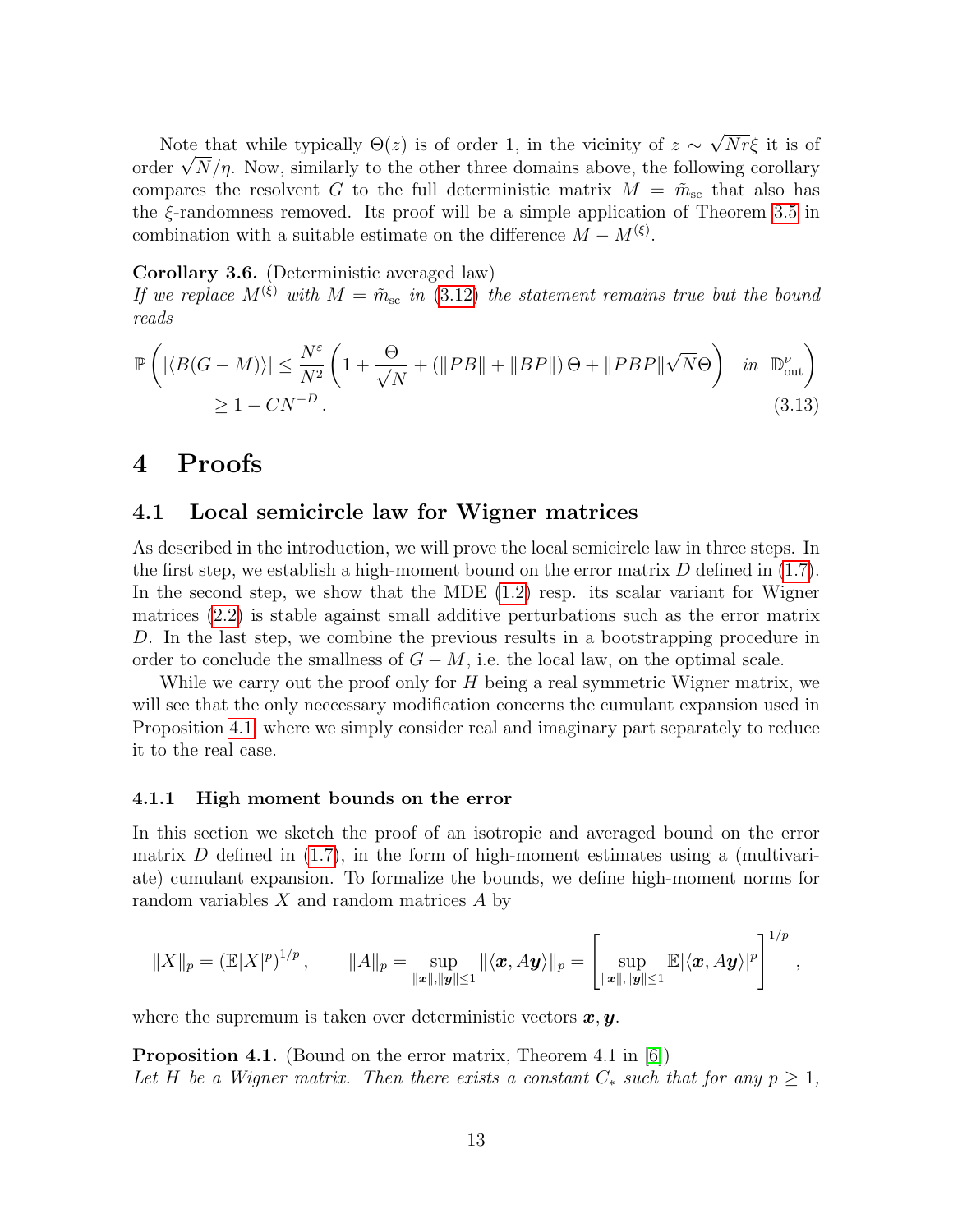Note that while typically $\Theta(z)$ is of order 1, in the vicinity of $z \sim \sqrt{N}r\xi$ it is of order $\sqrt{N}/\eta$. Now, similarly to the other three domains above, the following corollary compares the resolvent $G$ to the full deterministic matrix $M = \tilde{m}_{\mathrm{sc}}$ that also has the $\xi$-randomness removed. Its proof will be a simple application of Theorem 3.5 in combination with a suitable estimate on the difference $M - M^{(\xi)}$.

**Corollary 3.6.** (Deterministic averaged law)
*If we replace $M^{(\xi)}$ with $M = \tilde{m}_{\mathrm{sc}}$ in (3.12) the statement remains true but the bound reads*

$$
\begin{aligned}
\mathbb{P}\left( |\langle B(G-M)\rangle| \leq \frac{N^\varepsilon}{N^2}\left(1 + \frac{\Theta}{\sqrt{N}} + (\|PB\| + \|BP\|)\,\Theta + \|PBP\|\sqrt{N}\Theta\right) \quad \text{in } \mathbb{D}^{\nu}_{\mathrm{out}} \right) \\
\geq 1 - CN^{-D}.
\end{aligned} \tag{3.13}
$$

# 4 Proofs

## 4.1 Local semicircle law for Wigner matrices

As described in the introduction, we will prove the local semicircle law in three steps. In the first step, we establish a high-moment bound on the error matrix $D$ defined in (1.7). In the second step, we show that the MDE (1.2) resp. its scalar variant for Wigner matrices (2.2) is stable against small additive perturbations such as the error matrix $D$. In the last step, we combine the previous results in a bootstrapping procedure in order to conclude the smallness of $G - M$, i.e. the local law, on the optimal scale.

While we carry out the proof only for $H$ being a real symmetric Wigner matrix, we will see that the only neccessary modification concerns the cumulant expansion used in Proposition 4.1, where we simply consider real and imaginary part separately to reduce it to the real case.

### 4.1.1 High moment bounds on the error

In this section we sketch the proof of an isotropic and averaged bound on the error matrix $D$ defined in (1.7), in the form of high-moment estimates using a (multivariate) cumulant expansion. To formalize the bounds, we define high-moment norms for random variables $X$ and random matrices $A$ by

$$
\|X\|_p = \left(\mathbb{E}|X|^p\right)^{1/p}, \qquad \|A\|_p = \sup_{\|\boldsymbol{x}\|,\|\boldsymbol{y}\|\leq 1} \|\langle \boldsymbol{x}, A\boldsymbol{y}\rangle\|_p = \left[\sup_{\|\boldsymbol{x}\|,\|\boldsymbol{y}\|\leq 1} \mathbb{E}|\langle \boldsymbol{x}, A\boldsymbol{y}\rangle|^p\right]^{1/p},
$$

where the supremum is taken over deterministic vectors $\boldsymbol{x}, \boldsymbol{y}$.

**Proposition 4.1.** (Bound on the error matrix, Theorem 4.1 in [6])
*Let $H$ be a Wigner matrix. Then there exists a constant $C_*$ such that for any $p \geq 1$,*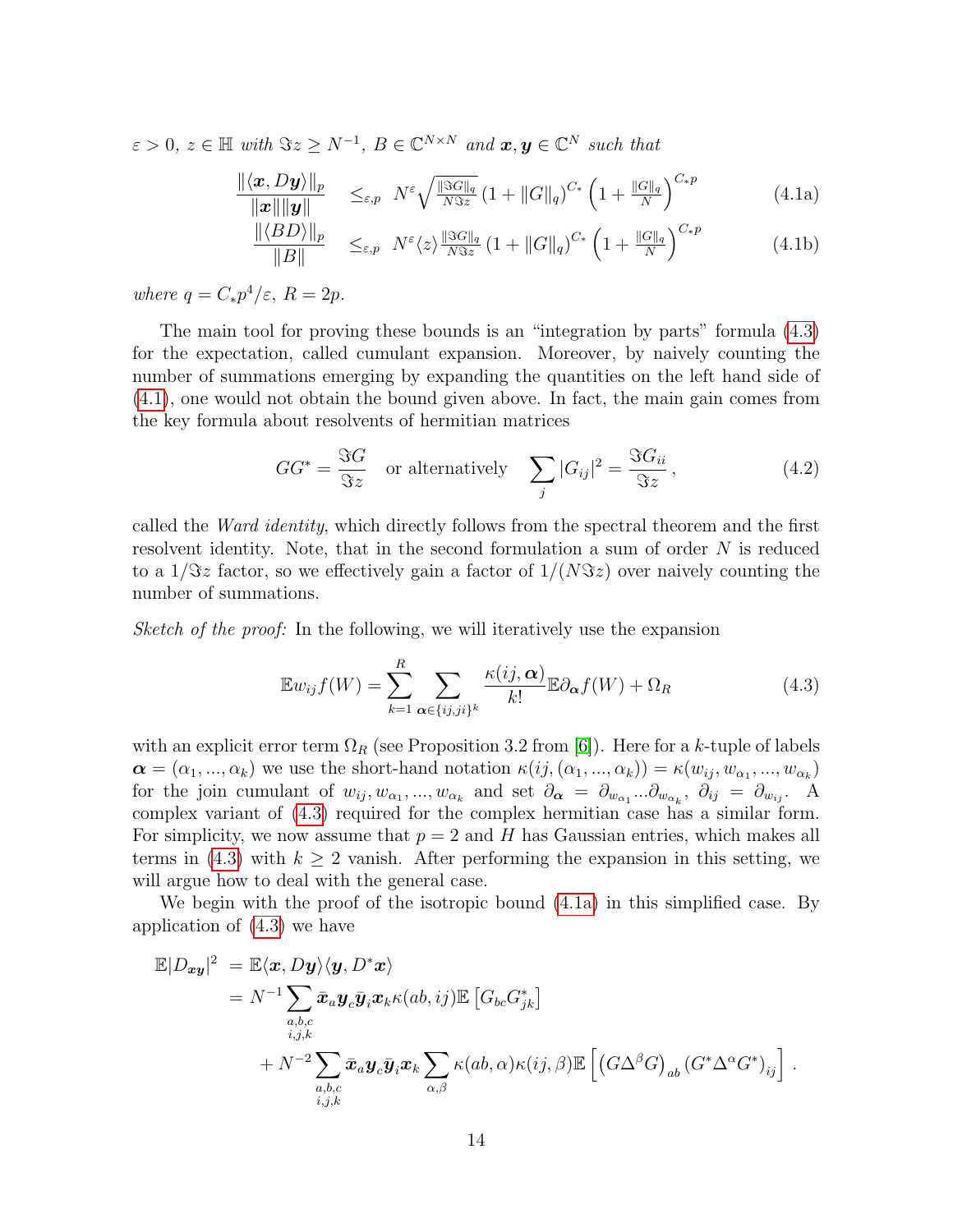$\varepsilon > 0$, $z \in \mathbb{H}$ *with* $\Im z \geq N^{-1}$, $B \in \mathbb{C}^{N\times N}$ *and* $\boldsymbol{x}, \boldsymbol{y} \in \mathbb{C}^N$ *such that*

$$
\begin{aligned}
\frac{\|\langle \boldsymbol{x}, D\boldsymbol{y}\rangle\|_p}{\|\boldsymbol{x}\|\|\boldsymbol{y}\|} \quad &\leq_{\varepsilon,p} \; N^{\varepsilon}\sqrt{\tfrac{\|\Im G\|_q}{N\Im z}}\left(1+\|G\|_q\right)^{C_*}\left(1+\tfrac{\|G\|_q}{N}\right)^{C_* p} \qquad (4.1\text{a})\\
\frac{\|\langle BD\rangle\|_p}{\|B\|} \quad &\leq_{\varepsilon,p} \; N^{\varepsilon}\langle z\rangle \tfrac{\|\Im G\|_q}{N\Im z}\left(1+\|G\|_q\right)^{C_*}\left(1+\tfrac{\|G\|_q}{N}\right)^{C_* p} \qquad (4.1\text{b})
\end{aligned}
$$

*where* $q = C_* p^4/\varepsilon$, $R = 2p$.

The main tool for proving these bounds is an "integration by parts" formula (4.3) for the expectation, called cumulant expansion. Moreover, by naively counting the number of summations emerging by expanding the quantities on the left hand side of (4.1), one would not obtain the bound given above. In fact, the main gain comes from the key formula about resolvents of hermitian matrices

$$
GG^* = \frac{\Im G}{\Im z} \quad \text{or alternatively} \quad \sum_j |G_{ij}|^2 = \frac{\Im G_{ii}}{\Im z}, \tag{4.2}
$$

called the *Ward identity*, which directly follows from the spectral theorem and the first resolvent identity. Note, that in the second formulation a sum of order $N$ is reduced to a $1/\Im z$ factor, so we effectively gain a factor of $1/(N\Im z)$ over naively counting the number of summations.

*Sketch of the proof:* In the following, we will iteratively use the expansion

$$
\mathbb{E}w_{ij}f(W) = \sum_{k=1}^{R}\sum_{\boldsymbol{\alpha}\in\{ij,ji\}^k}\frac{\kappa(ij,\boldsymbol{\alpha})}{k!}\mathbb{E}\partial_{\boldsymbol{\alpha}}f(W) + \Omega_R \tag{4.3}
$$

with an explicit error term $\Omega_R$ (see Proposition 3.2 from [6]). Here for a $k$-tuple of labels $\boldsymbol{\alpha} = (\alpha_1, ..., \alpha_k)$ we use the short-hand notation $\kappa(ij, (\alpha_1, ..., \alpha_k)) = \kappa(w_{ij}, w_{\alpha_1}, ..., w_{\alpha_k})$ for the join cumulant of $w_{ij}, w_{\alpha_1}, ..., w_{\alpha_k}$ and set $\partial_{\boldsymbol{\alpha}} = \partial_{w_{\alpha_1}}...\partial_{w_{\alpha_k}}$, $\partial_{ij} = \partial_{w_{ij}}$. A complex variant of (4.3) required for the complex hermitian case has a similar form. For simplicity, we now assume that $p = 2$ and $H$ has Gaussian entries, which makes all terms in (4.3) with $k \geq 2$ vanish. After performing the expansion in this setting, we will argue how to deal with the general case.

We begin with the proof of the isotropic bound (4.1a) in this simplified case. By application of (4.3) we have

$$
\begin{aligned}
\mathbb{E}|D_{\boldsymbol{xy}}|^2 &= \mathbb{E}\langle \boldsymbol{x}, D\boldsymbol{y}\rangle\langle \boldsymbol{y}, D^*\boldsymbol{x}\rangle \\
&= N^{-1}\sum_{\substack{a,b,c\\ i,j,k}}\bar{\boldsymbol{x}}_a\boldsymbol{y}_c\bar{\boldsymbol{y}}_i\boldsymbol{x}_k\kappa(ab,ij)\mathbb{E}\left[G_{bc}G^*_{jk}\right] \\
&\quad + N^{-2}\sum_{\substack{a,b,c\\ i,j,k}}\bar{\boldsymbol{x}}_a\boldsymbol{y}_c\bar{\boldsymbol{y}}_i\boldsymbol{x}_k\sum_{\alpha,\beta}\kappa(ab,\alpha)\kappa(ij,\beta)\mathbb{E}\left[\left(G\Delta^{\beta}G\right)_{ab}\left(G^*\Delta^{\alpha}G^*\right)_{ij}\right].
\end{aligned}
$$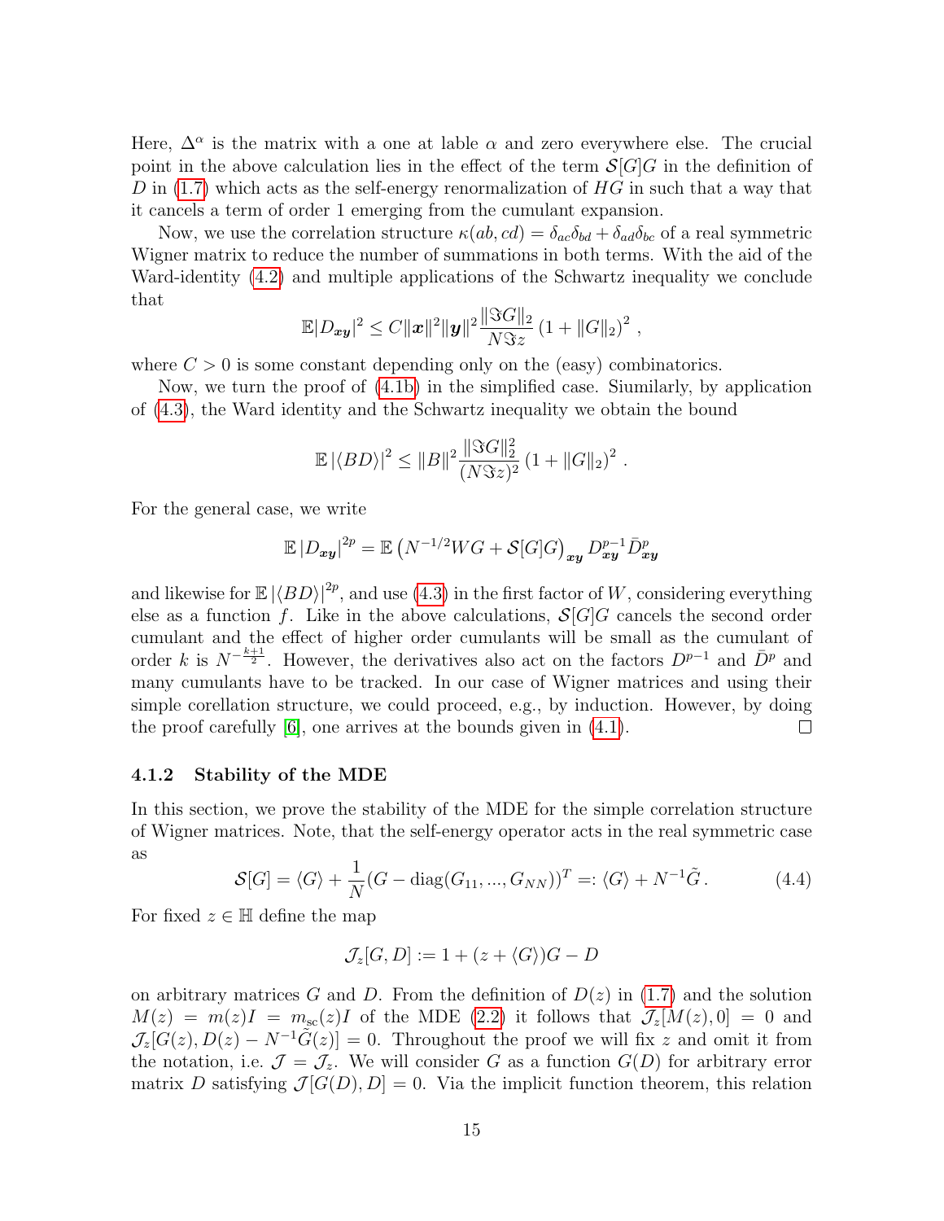Here, $\Delta^\alpha$ is the matrix with a one at lable $\alpha$ and zero everywhere else. The crucial point in the above calculation lies in the effect of the term $\mathcal{S}[G]G$ in the definition of $D$ in (1.7) which acts as the self-energy renormalization of $HG$ in such that a way that it cancels a term of order 1 emerging from the cumulant expansion.

Now, we use the correlation structure $\kappa(ab, cd) = \delta_{ac}\delta_{bd} + \delta_{ad}\delta_{bc}$ of a real symmetric Wigner matrix to reduce the number of summations in both terms. With the aid of the Ward-identity (4.2) and multiple applications of the Schwartz inequality we conclude that

$$\mathbb{E}|D_{\boldsymbol{xy}}|^2 \leq C\|\boldsymbol{x}\|^2\|\boldsymbol{y}\|^2 \frac{\|\Im G\|_2}{N\Im z}\left(1+\|G\|_2\right)^2 ,$$

where $C>0$ is some constant depending only on the (easy) combinatorics.

Now, we turn the proof of (4.1b) in the simplified case. Siumilarly, by application of (4.3), the Ward identity and the Schwartz inequality we obtain the bound

$$\mathbb{E}\left|\langle BD\rangle\right|^2 \leq \|B\|^2 \frac{\|\Im G\|_2^2}{(N\Im z)^2}\left(1+\|G\|_2\right)^2 .$$

For the general case, we write

$$\mathbb{E}\left|D_{\boldsymbol{xy}}\right|^{2p} = \mathbb{E}\left(N^{-1/2}WG + \mathcal{S}[G]G\right)_{\boldsymbol{xy}} D_{\boldsymbol{xy}}^{p-1}\bar{D}_{\boldsymbol{xy}}^{p}$$

and likewise for $\mathbb{E}\left|\langle BD\rangle\right|^{2p}$, and use (4.3) in the first factor of $W$, considering everything else as a function $f$. Like in the above calculations, $\mathcal{S}[G]G$ cancels the second order cumulant and the effect of higher order cumulants will be small as the cumulant of order $k$ is $N^{-\frac{k+1}{2}}$. However, the derivatives also act on the factors $D^{p-1}$ and $\bar{D}^p$ and many cumulants have to be tracked. In our case of Wigner matrices and using their simple corellation structure, we could proceed, e.g., by induction. However, by doing the proof carefully [6], one arrives at the bounds given in (4.1). □

#### 4.1.2 Stability of the MDE

In this section, we prove the stability of the MDE for the simple correlation structure of Wigner matrices. Note, that the self-energy operator acts in the real symmetric case as

$$\mathcal{S}[G] = \langle G\rangle + \frac{1}{N}(G - \operatorname{diag}(G_{11},...,G_{NN}))^T =: \langle G\rangle + N^{-1}\tilde{G}. \tag{4.4}$$

For fixed $z\in\mathbb{H}$ define the map

$$\mathcal{J}_z[G,D] := 1 + (z+\langle G\rangle)G - D$$

on arbitrary matrices $G$ and $D$. From the definition of $D(z)$ in (1.7) and the solution $M(z) = m(z)I = m_{\text{sc}}(z)I$ of the MDE (2.2) it follows that $\mathcal{J}_z[M(z),0] = 0$ and $\mathcal{J}_z[G(z), D(z) - N^{-1}\tilde{G}(z)] = 0$. Throughout the proof we will fix $z$ and omit it from the notation, i.e. $\mathcal{J} = \mathcal{J}_z$. We will consider $G$ as a function $G(D)$ for arbitrary error matrix $D$ satisfying $\mathcal{J}[G(D),D] = 0$. Via the implicit function theorem, this relation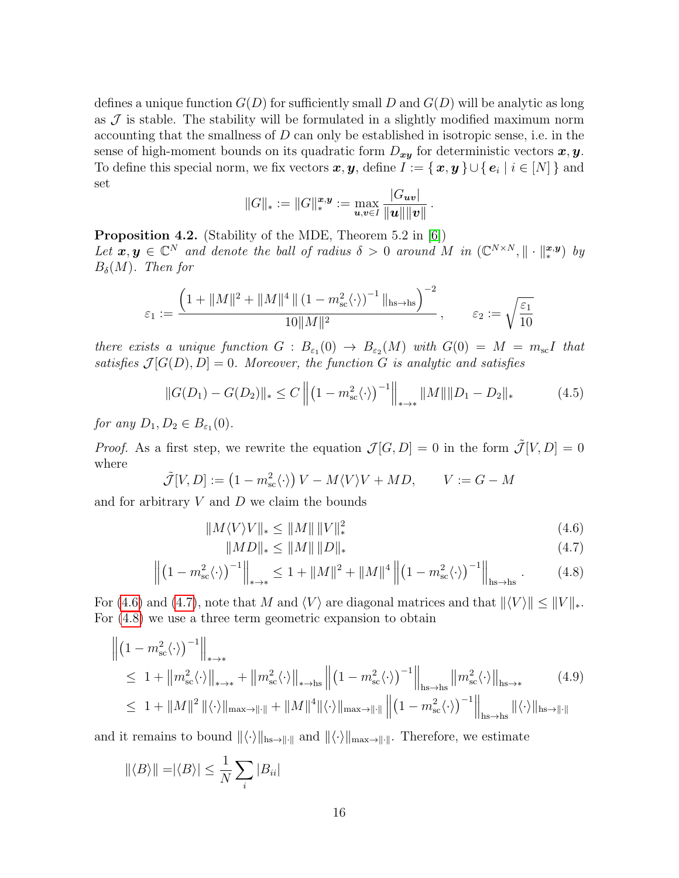defines a unique function $G(D)$ for sufficiently small $D$ and $G(D)$ will be analytic as long as $\mathcal{J}$ is stable. The stability will be formulated in a slightly modified maximum norm accounting that the smallness of $D$ can only be established in isotropic sense, i.e. in the sense of high-moment bounds on its quadratic form $D_{\boldsymbol{x}\boldsymbol{y}}$ for deterministic vectors $\boldsymbol{x}, \boldsymbol{y}$. To define this special norm, we fix vectors $\boldsymbol{x}, \boldsymbol{y}$, define $I := \{ \boldsymbol{x}, \boldsymbol{y} \} \cup \{ \boldsymbol{e}_i \mid i \in [N] \}$ and set

$$\|G\|_* := \|G\|_*^{\boldsymbol{x},\boldsymbol{y}} := \max_{\boldsymbol{u},\boldsymbol{v} \in I} \frac{|G_{\boldsymbol{u}\boldsymbol{v}}|}{\|\boldsymbol{u}\|\|\boldsymbol{v}\|}\,.$$

**Proposition 4.2.** (Stability of the MDE, Theorem 5.2 in [6])
*Let $\boldsymbol{x}, \boldsymbol{y} \in \mathbb{C}^N$ and denote the ball of radius $\delta > 0$ around $M$ in $(\mathbb{C}^{N\times N}, \|\cdot\|_*^{\boldsymbol{x},\boldsymbol{y}})$ by $B_\delta(M)$. Then for*

$$\varepsilon_1 := \frac{\Big(1 + \|M\|^2 + \|M\|^4 \,\|\,(1 - m_{\mathrm{sc}}^2\langle\cdot\rangle)^{-1}\,\|_{\mathrm{hs}\to\mathrm{hs}}\Big)^{-2}}{10\|M\|^2}\,, \qquad \varepsilon_2 := \sqrt{\frac{\varepsilon_1}{10}}$$

*there exists a unique function $G : B_{\varepsilon_1}(0) \to B_{\varepsilon_2}(M)$ with $G(0) = M = m_{\mathrm{sc}} I$ that satisfies $\mathcal{J}[G(D), D] = 0$. Moreover, the function $G$ is analytic and satisfies*

$$\|G(D_1) - G(D_2)\|_* \le C \left\| \left(1 - m_{\mathrm{sc}}^2\langle\cdot\rangle\right)^{-1} \right\|_{*\to*} \|M\| \|D_1 - D_2\|_* \tag{4.5}$$

*for any $D_1, D_2 \in B_{\varepsilon_1}(0)$.*

*Proof.* As a first step, we rewrite the equation $\mathcal{J}[G, D] = 0$ in the form $\tilde{\mathcal{J}}[V, D] = 0$ where

$$\tilde{\mathcal{J}}[V, D] := \left(1 - m_{\mathrm{sc}}^2\langle\cdot\rangle\right) V - M\langle V\rangle V + MD, \qquad V := G - M$$

and for arbitrary $V$ and $D$ we claim the bounds

$$\|M\langle V\rangle V\|_* \le \|M\|\,\|V\|_*^2 \tag{4.6}$$

$$\|MD\|_* \le \|M\|\,\|D\|_* \tag{4.7}$$

$$\left\| \left(1 - m_{\mathrm{sc}}^2\langle\cdot\rangle\right)^{-1} \right\|_{*\to*} \le 1 + \|M\|^2 + \|M\|^4 \left\| \left(1 - m_{\mathrm{sc}}^2\langle\cdot\rangle\right)^{-1} \right\|_{\mathrm{hs}\to\mathrm{hs}}. \tag{4.8}$$

For (4.6) and (4.7), note that $M$ and $\langle V\rangle$ are diagonal matrices and that $\|\langle V\rangle\| \le \|V\|_*$. For (4.8) we use a three term geometric expansion to obtain

$$\begin{aligned}
&\left\| \left(1 - m_{\mathrm{sc}}^2\langle\cdot\rangle\right)^{-1} \right\|_{*\to*} \\
&\le\ 1 + \left\| m_{\mathrm{sc}}^2\langle\cdot\rangle \right\|_{*\to*} + \left\| m_{\mathrm{sc}}^2\langle\cdot\rangle \right\|_{*\to\mathrm{hs}} \left\| \left(1 - m_{\mathrm{sc}}^2\langle\cdot\rangle\right)^{-1} \right\|_{\mathrm{hs}\to\mathrm{hs}} \left\| m_{\mathrm{sc}}^2\langle\cdot\rangle \right\|_{\mathrm{hs}\to*} \\
&\le\ 1 + \|M\|^2 \,\|\langle\cdot\rangle\|_{\max\to\|\cdot\|} + \|M\|^4 \|\langle\cdot\rangle\|_{\max\to\|\cdot\|} \left\| \left(1 - m_{\mathrm{sc}}^2\langle\cdot\rangle\right)^{-1} \right\|_{\mathrm{hs}\to\mathrm{hs}} \|\langle\cdot\rangle\|_{\mathrm{hs}\to\|\cdot\|}
\end{aligned} \tag{4.9}$$

and it remains to bound $\|\langle\cdot\rangle\|_{\mathrm{hs}\to\|\cdot\|}$ and $\|\langle\cdot\rangle\|_{\max\to\|\cdot\|}$. Therefore, we estimate

$$\|\langle B\rangle\| = |\langle B\rangle| \le \frac{1}{N} \sum_i |B_{ii}|$$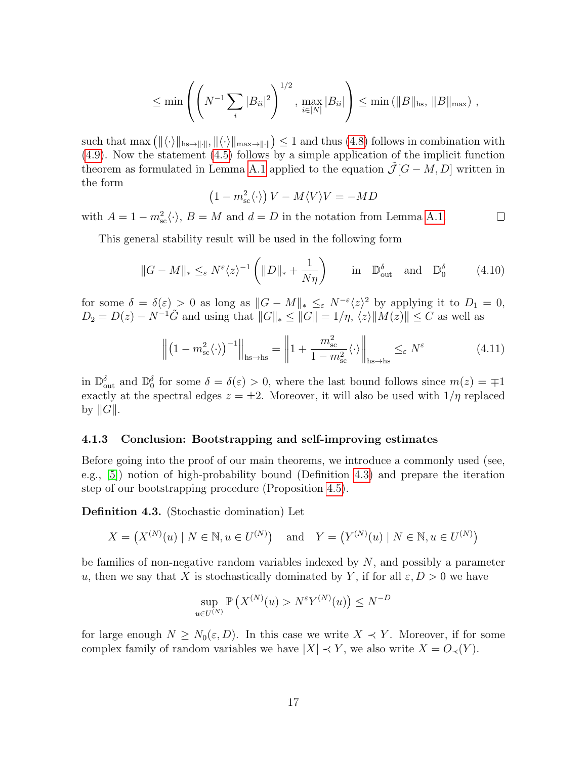$$\leq \min\left(\left(N^{-1}\sum_i |B_{ii}|^2\right)^{1/2}, \max_{i\in[N]}|B_{ii}|\right) \leq \min\left(\|B\|_{\mathrm{hs}}, \|B\|_{\max}\right),$$

such that $\max\left(\|\langle\cdot\rangle\|_{\mathrm{hs}\to\|\cdot\|}, \|\langle\cdot\rangle\|_{\max\to\|\cdot\|}\right) \leq 1$ and thus (4.8) follows in combination with (4.9). Now the statement (4.5) follows by a simple application of the implicit function theorem as formulated in Lemma A.1 applied to the equation $\tilde{\mathcal{J}}[G-M, D]$ written in the form

$$\left(1 - m_{\mathrm{sc}}^2\langle\cdot\rangle\right)V - M\langle V\rangle V = -MD$$

with $A = 1 - m_{\mathrm{sc}}^2\langle\cdot\rangle$, $B = M$ and $d = D$ in the notation from Lemma A.1. □

This general stability result will be used in the following form

$$\|G - M\|_* \leq_\varepsilon N^\varepsilon \langle z\rangle^{-1}\left(\|D\|_* + \frac{1}{N\eta}\right) \qquad \text{in} \quad \mathbb{D}_{\mathrm{out}}^\delta \quad \text{and} \quad \mathbb{D}_0^\delta \tag{4.10}$$

for some $\delta = \delta(\varepsilon) > 0$ as long as $\|G - M\|_* \leq_\varepsilon N^{-\varepsilon}\langle z\rangle^2$ by applying it to $D_1 = 0$, $D_2 = D(z) - N^{-1}\tilde{G}$ and using that $\|G\|_* \leq \|G\| = 1/\eta$, $\langle z\rangle\|M(z)\| \leq C$ as well as

$$\left\|\left(1 - m_{\mathrm{sc}}^2\langle\cdot\rangle\right)^{-1}\right\|_{\mathrm{hs}\to\mathrm{hs}} = \left\|1 + \frac{m_{\mathrm{sc}}^2}{1 - m_{\mathrm{sc}}^2}\langle\cdot\rangle\right\|_{\mathrm{hs}\to\mathrm{hs}} \leq_\varepsilon N^\varepsilon \tag{4.11}$$

in $\mathbb{D}_{\mathrm{out}}^\delta$ and $\mathbb{D}_0^\delta$ for some $\delta = \delta(\varepsilon) > 0$, where the last bound follows since $m(z) = \mp 1$ exactly at the spectral edges $z = \pm 2$. Moreover, it will also be used with $1/\eta$ replaced by $\|G\|$.

### 4.1.3 Conclusion: Bootstrapping and self-improving estimates

Before going into the proof of our main theorems, we introduce a commonly used (see, e.g., [5]) notion of high-probability bound (Definition 4.3) and prepare the iteration step of our bootstrapping procedure (Proposition 4.5).

**Definition 4.3.** (Stochastic domination) Let

$$X = \left(X^{(N)}(u) \mid N \in \mathbb{N}, u \in U^{(N)}\right) \quad \text{and} \quad Y = \left(Y^{(N)}(u) \mid N \in \mathbb{N}, u \in U^{(N)}\right)$$

be families of non-negative random variables indexed by $N$, and possibly a parameter $u$, then we say that $X$ is stochastically dominated by $Y$, if for all $\varepsilon, D > 0$ we have

$$\sup_{u\in U^{(N)}} \mathbb{P}\left(X^{(N)}(u) > N^\varepsilon Y^{(N)}(u)\right) \leq N^{-D}$$

for large enough $N \geq N_0(\varepsilon, D)$. In this case we write $X \prec Y$. Moreover, if for some complex family of random variables we have $|X| \prec Y$, we also write $X = O_\prec(Y)$.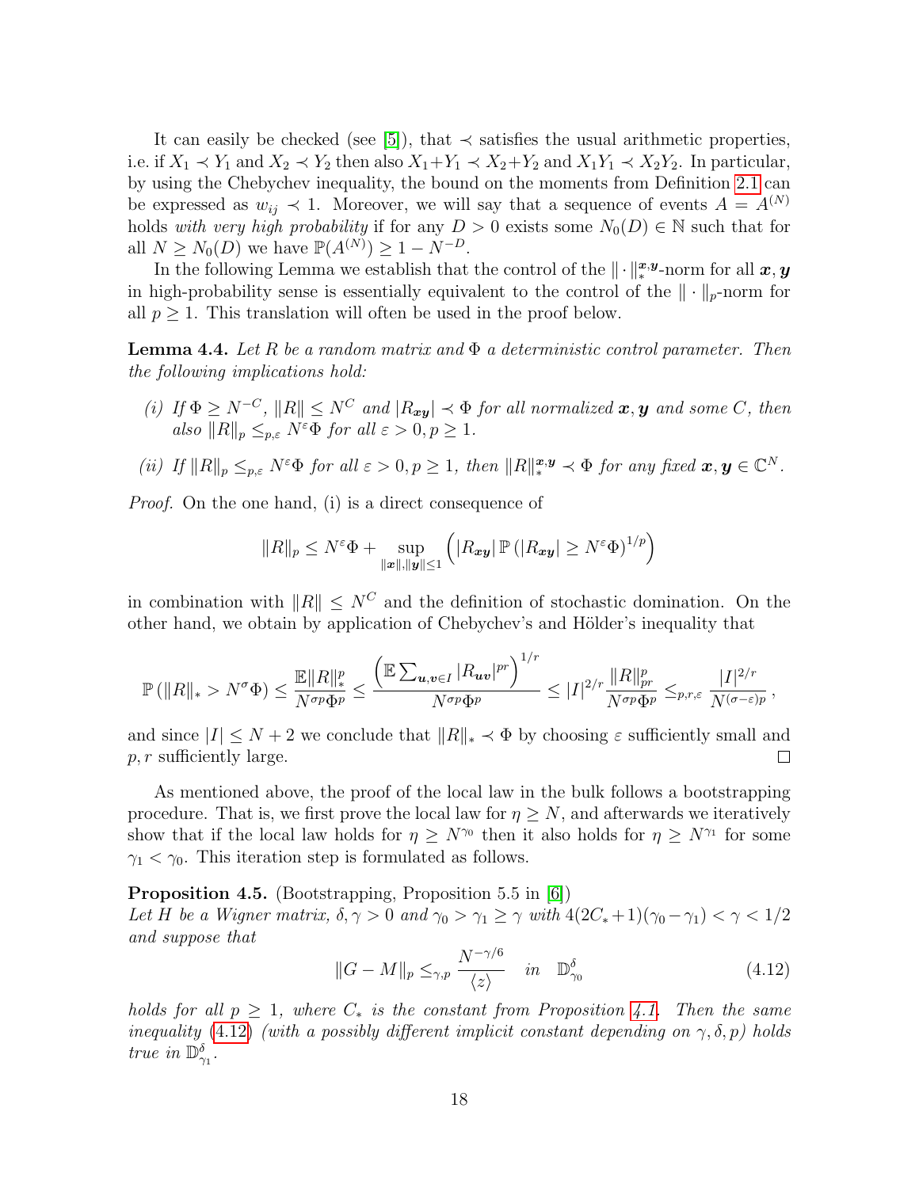It can easily be checked (see [5]), that $\prec$ satisfies the usual arithmetic properties, i.e. if $X_1 \prec Y_1$ and $X_2 \prec Y_2$ then also $X_1 + Y_1 \prec X_2 + Y_2$ and $X_1 Y_1 \prec X_2 Y_2$. In particular, by using the Chebychev inequality, the bound on the moments from Definition 2.1 can be expressed as $w_{ij} \prec 1$. Moreover, we will say that a sequence of events $A = A^{(N)}$ holds *with very high probability* if for any $D > 0$ exists some $N_0(D) \in \mathbb{N}$ such that for all $N \geq N_0(D)$ we have $\mathbb{P}(A^{(N)}) \geq 1 - N^{-D}$.

In the following Lemma we establish that the control of the $\|\cdot\|_*^{\boldsymbol{x},\boldsymbol{y}}$-norm for all $\boldsymbol{x}, \boldsymbol{y}$ in high-probability sense is essentially equivalent to the control of the $\|\cdot\|_p$-norm for all $p \geq 1$. This translation will often be used in the proof below.

**Lemma 4.4.** *Let $R$ be a random matrix and $\Phi$ a deterministic control parameter. Then the following implications hold:*

- *(i) If $\Phi \geq N^{-C}$, $\|R\| \leq N^C$ and $|R_{\boldsymbol{xy}}| \prec \Phi$ for all normalized $\boldsymbol{x}, \boldsymbol{y}$ and some $C$, then also $\|R\|_p \leq_{p,\varepsilon} N^\varepsilon \Phi$ for all $\varepsilon > 0, p \geq 1$.*
- *(ii) If $\|R\|_p \leq_{p,\varepsilon} N^\varepsilon \Phi$ for all $\varepsilon > 0, p \geq 1$, then $\|R\|_*^{\boldsymbol{x},\boldsymbol{y}} \prec \Phi$ for any fixed $\boldsymbol{x}, \boldsymbol{y} \in \mathbb{C}^N$.*

*Proof.* On the one hand, (i) is a direct consequence of

$$\|R\|_p \leq N^\varepsilon \Phi + \sup_{\|\boldsymbol{x}\|,\|\boldsymbol{y}\| \leq 1} \left( |R_{\boldsymbol{xy}}| \, \mathbb{P}\left(|R_{\boldsymbol{xy}}| \geq N^\varepsilon \Phi\right)^{1/p} \right)$$

in combination with $\|R\| \leq N^C$ and the definition of stochastic domination. On the other hand, we obtain by application of Chebychev's and Hölder's inequality that

$$\mathbb{P}\left(\|R\|_* > N^\sigma \Phi\right) \leq \frac{\mathbb{E}\|R\|_*^p}{N^{\sigma p}\Phi^p} \leq \frac{\left(\mathbb{E}\sum_{\boldsymbol{u},\boldsymbol{v} \in I} |R_{\boldsymbol{uv}}|^{pr}\right)^{1/r}}{N^{\sigma p}\Phi^p} \leq |I|^{2/r} \frac{\|R\|_{pr}^p}{N^{\sigma p}\Phi^p} \leq_{p,r,\varepsilon} \frac{|I|^{2/r}}{N^{(\sigma-\varepsilon)p}},$$

and since $|I| \leq N+2$ we conclude that $\|R\|_* \prec \Phi$ by choosing $\varepsilon$ sufficiently small and $p, r$ sufficiently large. $\square$

As mentioned above, the proof of the local law in the bulk follows a bootstrapping procedure. That is, we first prove the local law for $\eta \geq N$, and afterwards we iteratively show that if the local law holds for $\eta \geq N^{\gamma_0}$ then it also holds for $\eta \geq N^{\gamma_1}$ for some $\gamma_1 < \gamma_0$. This iteration step is formulated as follows.

**Proposition 4.5.** (Bootstrapping, Proposition 5.5 in [6])
*Let $H$ be a Wigner matrix, $\delta, \gamma > 0$ and $\gamma_0 > \gamma_1 \geq \gamma$ with $4(2C_* + 1)(\gamma_0 - \gamma_1) < \gamma < 1/2$ and suppose that*

$$\|G - M\|_p \leq_{\gamma,p} \frac{N^{-\gamma/6}}{\langle z \rangle} \quad in \quad \mathbb{D}_{\gamma_0}^\delta \tag{4.12}$$

*holds for all $p \geq 1$, where $C_*$ is the constant from Proposition 4.1. Then the same inequality (4.12) (with a possibly different implicit constant depending on $\gamma, \delta, p$) holds true in $\mathbb{D}_{\gamma_1}^\delta$.*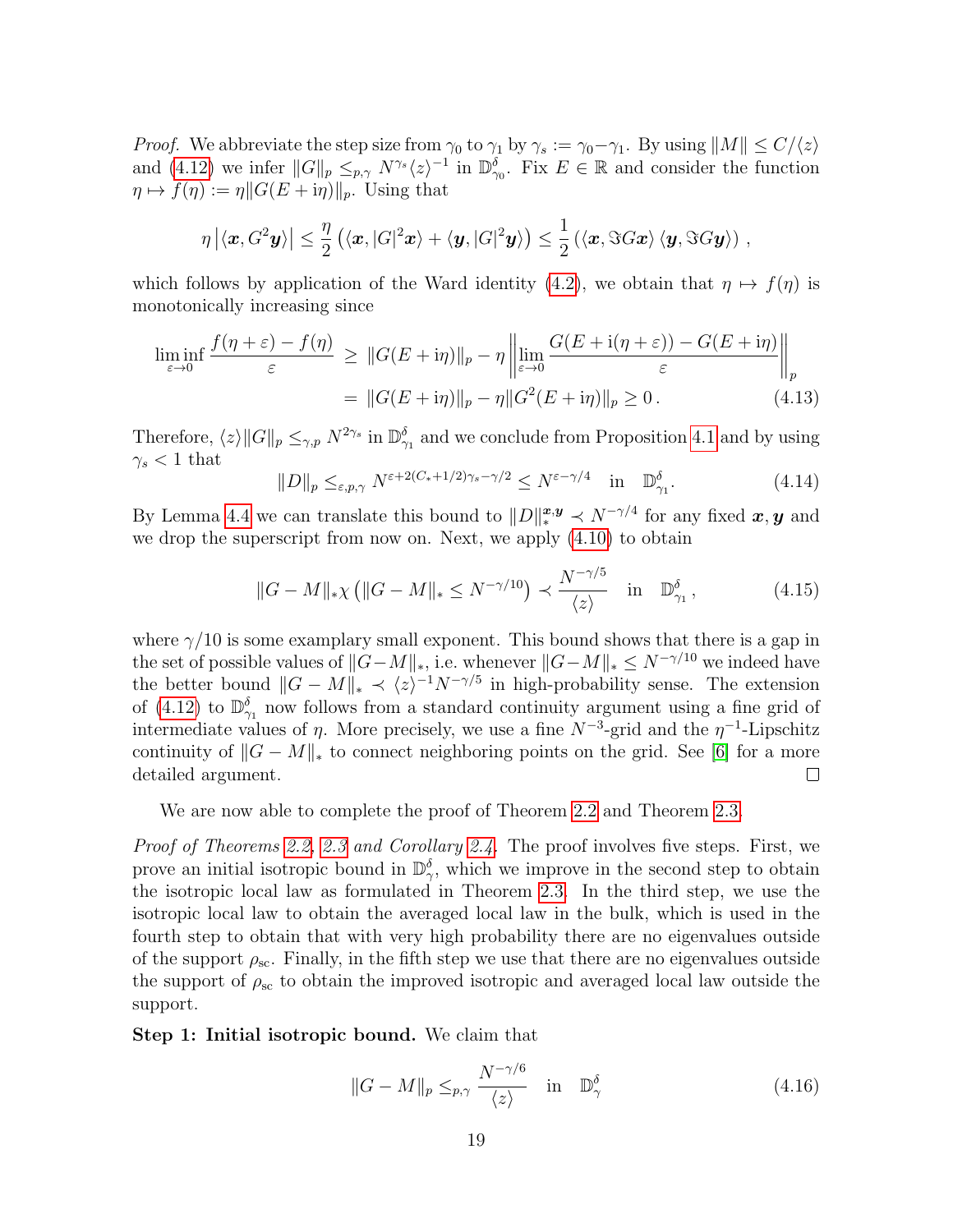*Proof.* We abbreviate the step size from $\gamma_0$ to $\gamma_1$ by $\gamma_s := \gamma_0 - \gamma_1$. By using $\|M\| \leq C/\langle z\rangle$ and (4.12) we infer $\|G\|_p \leq_{p,\gamma} N^{\gamma_s}\langle z\rangle^{-1}$ in $\mathbb{D}^{\delta}_{\gamma_0}$. Fix $E \in \mathbb{R}$ and consider the function $\eta \mapsto f(\eta) := \eta\|G(E+\mathrm{i}\eta)\|_p$. Using that

$$\eta\left|\langle \boldsymbol{x}, G^2\boldsymbol{y}\rangle\right| \leq \frac{\eta}{2}\left(\langle \boldsymbol{x}, |G|^2\boldsymbol{x}\rangle + \langle \boldsymbol{y}, |G|^2\boldsymbol{y}\rangle\right) \leq \frac{1}{2}\left(\langle \boldsymbol{x}, \Im G\boldsymbol{x}\rangle\, \langle \boldsymbol{y}, \Im G\boldsymbol{y}\rangle\right),$$

which follows by application of the Ward identity (4.2), we obtain that $\eta \mapsto f(\eta)$ is monotonically increasing since

$$\begin{aligned}\liminf_{\varepsilon\to 0}\frac{f(\eta+\varepsilon)-f(\eta)}{\varepsilon} &\geq \|G(E+\mathrm{i}\eta)\|_p - \eta\left\|\lim_{\varepsilon\to 0}\frac{G(E+\mathrm{i}(\eta+\varepsilon))-G(E+\mathrm{i}\eta)}{\varepsilon}\right\|_p \\ &= \|G(E+\mathrm{i}\eta)\|_p - \eta\|G^2(E+\mathrm{i}\eta)\|_p \geq 0\,. \end{aligned} \tag{4.13}$$

Therefore, $\langle z\rangle\|G\|_p \leq_{\gamma,p} N^{2\gamma_s}$ in $\mathbb{D}^{\delta}_{\gamma_1}$ and we conclude from Proposition 4.1 and by using $\gamma_s < 1$ that

$$\|D\|_p \leq_{\varepsilon,p,\gamma} N^{\varepsilon + 2(C_*+1/2)\gamma_s - \gamma/2} \leq N^{\varepsilon-\gamma/4} \quad \text{in} \quad \mathbb{D}^{\delta}_{\gamma_1}. \tag{4.14}$$

By Lemma 4.4 we can translate this bound to $\|D\|_*^{\boldsymbol{x},\boldsymbol{y}} \prec N^{-\gamma/4}$ for any fixed $\boldsymbol{x},\boldsymbol{y}$ and we drop the superscript from now on. Next, we apply (4.10) to obtain

$$\|G-M\|_*\chi\left(\|G-M\|_* \leq N^{-\gamma/10}\right) \prec \frac{N^{-\gamma/5}}{\langle z\rangle} \quad \text{in} \quad \mathbb{D}^{\delta}_{\gamma_1}, \tag{4.15}$$

where $\gamma/10$ is some examplary small exponent. This bound shows that there is a gap in the set of possible values of $\|G-M\|_*$, i.e. whenever $\|G-M\|_* \leq N^{-\gamma/10}$ we indeed have the better bound $\|G-M\|_* \prec \langle z\rangle^{-1}N^{-\gamma/5}$ in high-probability sense. The extension of (4.12) to $\mathbb{D}^{\delta}_{\gamma_1}$ now follows from a standard continuity argument using a fine grid of intermediate values of $\eta$. More precisely, we use a fine $N^{-3}$-grid and the $\eta^{-1}$-Lipschitz continuity of $\|G-M\|_*$ to connect neighboring points on the grid. See [6] for a more detailed argument. □

We are now able to complete the proof of Theorem 2.2 and Theorem 2.3.

*Proof of Theorems 2.2, 2.3 and Corollary 2.4.* The proof involves five steps. First, we prove an initial isotropic bound in $\mathbb{D}^{\delta}_{\gamma}$, which we improve in the second step to obtain the isotropic local law as formulated in Theorem 2.3. In the third step, we use the isotropic local law to obtain the averaged local law in the bulk, which is used in the fourth step to obtain that with very high probability there are no eigenvalues outside of the support $\rho_{\mathrm{sc}}$. Finally, in the fifth step we use that there are no eigenvalues outside the support of $\rho_{\mathrm{sc}}$ to obtain the improved isotropic and averaged local law outside the support.

**Step 1: Initial isotropic bound.** We claim that

$$\|G-M\|_p \leq_{p,\gamma} \frac{N^{-\gamma/6}}{\langle z\rangle} \quad \text{in} \quad \mathbb{D}^{\delta}_{\gamma} \tag{4.16}$$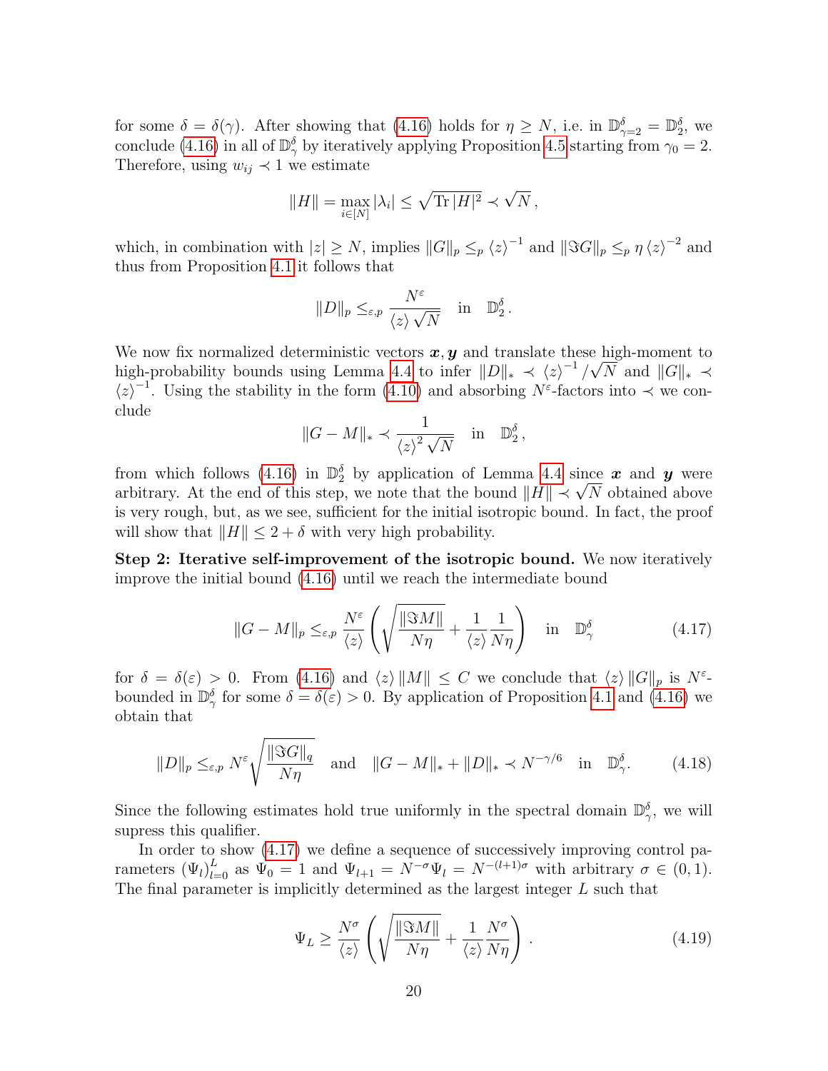for some $\delta = \delta(\gamma)$. After showing that (4.16) holds for $\eta \geq N$, i.e. in $\mathbb{D}^\delta_{\gamma=2} = \mathbb{D}^\delta_2$, we conclude (4.16) in all of $\mathbb{D}^\delta_\gamma$ by iteratively applying Proposition 4.5 starting from $\gamma_0 = 2$. Therefore, using $w_{ij} \prec 1$ we estimate

$$\|H\| = \max_{i\in[N]} |\lambda_i| \leq \sqrt{\operatorname{Tr}|H|^2} \prec \sqrt{N}\,,$$

which, in combination with $|z| \geq N$, implies $\|G\|_p \leq_p \langle z\rangle^{-1}$ and $\|\Im G\|_p \leq_p \eta \langle z\rangle^{-2}$ and thus from Proposition 4.1 it follows that

$$\|D\|_p \leq_{\varepsilon,p} \frac{N^\varepsilon}{\langle z\rangle \sqrt{N}} \quad \text{in} \quad \mathbb{D}^\delta_2\,.$$

We now fix normalized deterministic vectors $\boldsymbol{x}, \boldsymbol{y}$ and translate these high-moment to high-probability bounds using Lemma 4.4 to infer $\|D\|_* \prec \langle z\rangle^{-1}/\sqrt{N}$ and $\|G\|_* \prec \langle z\rangle^{-1}$. Using the stability in the form (4.10) and absorbing $N^\varepsilon$-factors into $\prec$ we conclude

$$\|G - M\|_* \prec \frac{1}{\langle z\rangle^2 \sqrt{N}} \quad \text{in} \quad \mathbb{D}^\delta_2\,,$$

from which follows (4.16) in $\mathbb{D}^\delta_2$ by application of Lemma 4.4 since $\boldsymbol{x}$ and $\boldsymbol{y}$ were arbitrary. At the end of this step, we note that the bound $\|H\| \prec \sqrt{N}$ obtained above is very rough, but, as we see, sufficient for the initial isotropic bound. In fact, the proof will show that $\|H\| \leq 2 + \delta$ with very high probability.

**Step 2: Iterative self-improvement of the isotropic bound.** We now iteratively improve the initial bound (4.16) until we reach the intermediate bound

$$\|G - M\|_p \leq_{\varepsilon,p} \frac{N^\varepsilon}{\langle z\rangle}\left(\sqrt{\frac{\|\Im M\|}{N\eta}} + \frac{1}{\langle z\rangle}\frac{1}{N\eta}\right) \quad \text{in} \quad \mathbb{D}^\delta_\gamma \tag{4.17}$$

for $\delta = \delta(\varepsilon) > 0$. From (4.16) and $\langle z\rangle \|M\| \leq C$ we conclude that $\langle z\rangle \|G\|_p$ is $N^\varepsilon$-bounded in $\mathbb{D}^\delta_\gamma$ for some $\delta = \delta(\varepsilon) > 0$. By application of Proposition 4.1 and (4.16) we obtain that

$$\|D\|_p \leq_{\varepsilon,p} N^\varepsilon \sqrt{\frac{\|\Im G\|_q}{N\eta}} \quad \text{and} \quad \|G - M\|_* + \|D\|_* \prec N^{-\gamma/6} \quad \text{in} \quad \mathbb{D}^\delta_\gamma. \tag{4.18}$$

Since the following estimates hold true uniformly in the spectral domain $\mathbb{D}^\delta_\gamma$, we will supress this qualifier.

In order to show (4.17) we define a sequence of successively improving control parameters $(\Psi_l)_{l=0}^L$ as $\Psi_0 = 1$ and $\Psi_{l+1} = N^{-\sigma}\Psi_l = N^{-(l+1)\sigma}$ with arbitrary $\sigma \in (0,1)$. The final parameter is implicitly determined as the largest integer $L$ such that

$$\Psi_L \geq \frac{N^\sigma}{\langle z\rangle}\left(\sqrt{\frac{\|\Im M\|}{N\eta}} + \frac{1}{\langle z\rangle}\frac{N^\sigma}{N\eta}\right). \tag{4.19}$$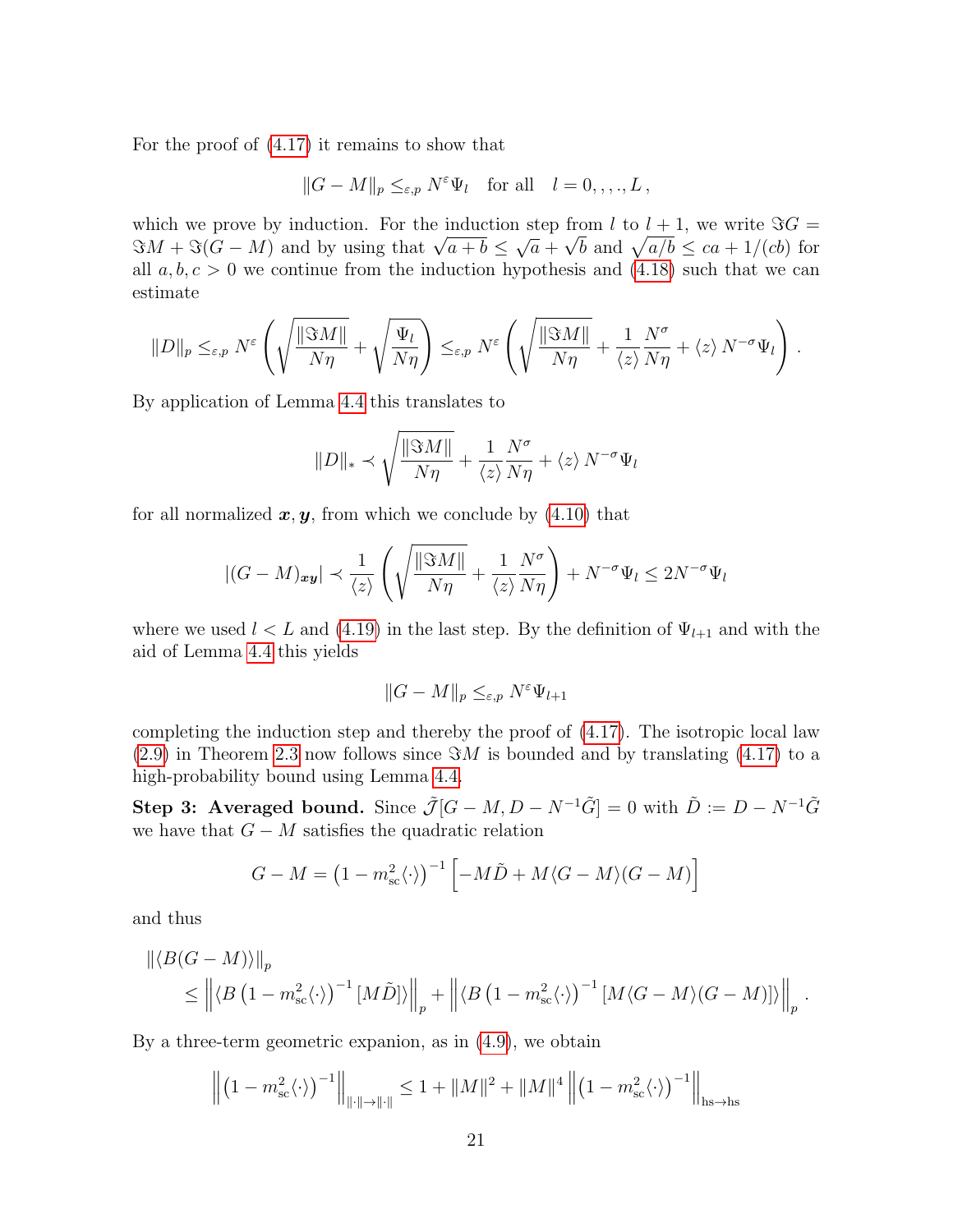For the proof of (4.17) it remains to show that

$$\|G - M\|_p \leq_{\varepsilon,p} N^{\varepsilon}\Psi_l \quad \text{for all} \quad l = 0,,,.,L\,,$$

which we prove by induction. For the induction step from $l$ to $l+1$, we write $\Im G = \Im M + \Im(G - M)$ and by using that $\sqrt{a+b} \leq \sqrt{a} + \sqrt{b}$ and $\sqrt{a/b} \leq ca + 1/(cb)$ for all $a, b, c > 0$ we continue from the induction hypothesis and (4.18) such that we can estimate

$$\|D\|_p \leq_{\varepsilon,p} N^{\varepsilon}\left(\sqrt{\frac{\|\Im M\|}{N\eta}} + \sqrt{\frac{\Psi_l}{N\eta}}\right) \leq_{\varepsilon,p} N^{\varepsilon}\left(\sqrt{\frac{\|\Im M\|}{N\eta}} + \frac{1}{\langle z\rangle}\frac{N^{\sigma}}{N\eta} + \langle z\rangle\, N^{-\sigma}\Psi_l\right).$$

By application of Lemma 4.4 this translates to

$$\|D\|_* \prec \sqrt{\frac{\|\Im M\|}{N\eta}} + \frac{1}{\langle z\rangle}\frac{N^{\sigma}}{N\eta} + \langle z\rangle\, N^{-\sigma}\Psi_l$$

for all normalized $\boldsymbol{x}, \boldsymbol{y}$, from which we conclude by (4.10) that

$$|(G - M)_{\boldsymbol{xy}}| \prec \frac{1}{\langle z\rangle}\left(\sqrt{\frac{\|\Im M\|}{N\eta}} + \frac{1}{\langle z\rangle}\frac{N^{\sigma}}{N\eta}\right) + N^{-\sigma}\Psi_l \leq 2N^{-\sigma}\Psi_l$$

where we used $l < L$ and (4.19) in the last step. By the definition of $\Psi_{l+1}$ and with the aid of Lemma 4.4 this yields

$$\|G - M\|_p \leq_{\varepsilon,p} N^{\varepsilon}\Psi_{l+1}$$

completing the induction step and thereby the proof of (4.17). The isotropic local law (2.9) in Theorem 2.3 now follows since $\Im M$ is bounded and by translating (4.17) to a high-probability bound using Lemma 4.4.

**Step 3: Averaged bound.** Since $\tilde{\mathcal{J}}[G - M, D - N^{-1}\tilde{G}] = 0$ with $\tilde{D} := D - N^{-1}\tilde{G}$ we have that $G - M$ satisfies the quadratic relation

$$G - M = \left(1 - m_{\text{sc}}^2\langle\cdot\rangle\right)^{-1}\left[-M\tilde{D} + M\langle G - M\rangle(G - M)\right]$$

and thus

$$\begin{aligned}
&\|\langle B(G - M)\rangle\|_p \\
&\quad\leq \left\|\langle B\left(1 - m_{\text{sc}}^2\langle\cdot\rangle\right)^{-1}[M\tilde{D}]\rangle\right\|_p + \left\|\langle B\left(1 - m_{\text{sc}}^2\langle\cdot\rangle\right)^{-1}[M\langle G - M\rangle(G - M)]\rangle\right\|_p.
\end{aligned}$$

By a three-term geometric expanion, as in (4.9), we obtain

$$\left\|\left(1 - m_{\text{sc}}^2\langle\cdot\rangle\right)^{-1}\right\|_{\|\cdot\|\to\|\cdot\|} \leq 1 + \|M\|^2 + \|M\|^4\left\|\left(1 - m_{\text{sc}}^2\langle\cdot\rangle\right)^{-1}\right\|_{\text{hs}\to\text{hs}}$$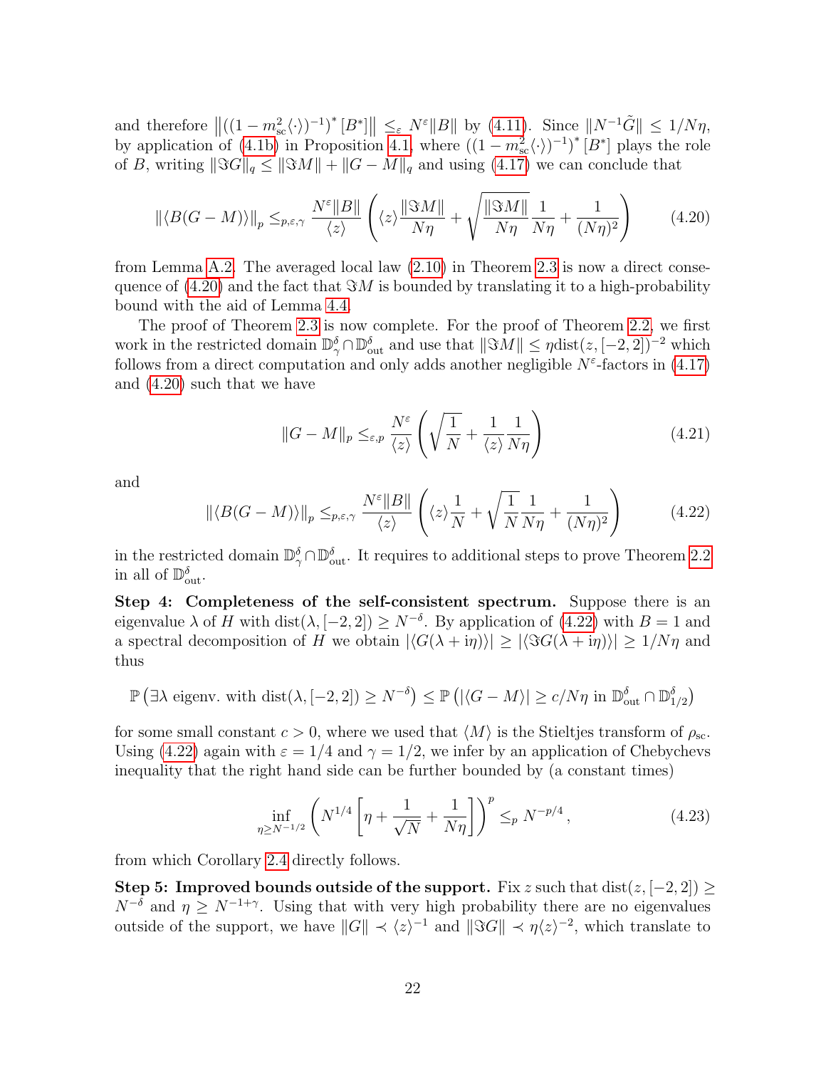and therefore $\left\|\left((1-m_{\rm sc}^2\langle\cdot\rangle)^{-1}\right)^*[B^*]\right\| \leq_\varepsilon N^\varepsilon\|B\|$ by (4.11). Since $\|N^{-1}\tilde{G}\| \leq 1/N\eta$, by application of (4.1b) in Proposition 4.1, where $\left((1-m_{\rm sc}^2\langle\cdot\rangle)^{-1}\right)^*[B^*]$ plays the role of $B$, writing $\|\Im G\|_q \leq \|\Im M\| + \|G-M\|_q$ and using (4.17) we can conclude that

$$
\|\langle B(G-M)\rangle\|_p \leq_{p,\varepsilon,\gamma} \frac{N^\varepsilon\|B\|}{\langle z\rangle}\left(\langle z\rangle\frac{\|\Im M\|}{N\eta} + \sqrt{\frac{\|\Im M\|}{N\eta}}\frac{1}{N\eta} + \frac{1}{(N\eta)^2}\right) \tag{4.20}
$$

from Lemma A.2. The averaged local law (2.10) in Theorem 2.3 is now a direct consequence of (4.20) and the fact that $\Im M$ is bounded by translating it to a high-probability bound with the aid of Lemma 4.4.

The proof of Theorem 2.3 is now complete. For the proof of Theorem 2.2, we first work in the restricted domain $\mathbb{D}_\gamma^\delta \cap \mathbb{D}_{\rm out}^\delta$ and use that $\|\Im M\| \leq \eta \,\mathrm{dist}(z,[-2,2])^{-2}$ which follows from a direct computation and only adds another negligible $N^\varepsilon$-factors in (4.17) and (4.20) such that we have

$$
\|G-M\|_p \leq_{\varepsilon,p} \frac{N^\varepsilon}{\langle z\rangle}\left(\sqrt{\frac{1}{N}} + \frac{1}{\langle z\rangle}\frac{1}{N\eta}\right) \tag{4.21}
$$

and

$$
\|\langle B(G-M)\rangle\|_p \leq_{p,\varepsilon,\gamma} \frac{N^\varepsilon\|B\|}{\langle z\rangle}\left(\langle z\rangle\frac{1}{N} + \sqrt{\frac{1}{N}}\frac{1}{N\eta} + \frac{1}{(N\eta)^2}\right) \tag{4.22}
$$

in the restricted domain $\mathbb{D}_\gamma^\delta \cap \mathbb{D}_{\rm out}^\delta$. It requires to additional steps to prove Theorem 2.2 in all of $\mathbb{D}_{\rm out}^\delta$.

**Step 4: Completeness of the self-consistent spectrum.** Suppose there is an eigenvalue $\lambda$ of $H$ with $\mathrm{dist}(\lambda,[-2,2]) \geq N^{-\delta}$. By application of (4.22) with $B=1$ and a spectral decomposition of $H$ we obtain $|\langle G(\lambda+\mathrm{i}\eta)\rangle| \geq |\langle\Im G(\lambda+\mathrm{i}\eta)\rangle| \geq 1/N\eta$ and thus

$$
\mathbb{P}\left(\exists\lambda \text{ eigenv. with } \mathrm{dist}(\lambda,[-2,2]) \geq N^{-\delta}\right) \leq \mathbb{P}\left(|\langle G-M\rangle| \geq c/N\eta \text{ in } \mathbb{D}_{\rm out}^\delta \cap \mathbb{D}_{1/2}^\delta\right)
$$

for some small constant $c>0$, where we used that $\langle M\rangle$ is the Stieltjes transform of $\rho_{\rm sc}$. Using (4.22) again with $\varepsilon = 1/4$ and $\gamma = 1/2$, we infer by an application of Chebychevs inequality that the right hand side can be further bounded by (a constant times)

$$
\inf_{\eta \geq N^{-1/2}}\left(N^{1/4}\left[\eta + \frac{1}{\sqrt{N}} + \frac{1}{N\eta}\right]\right)^p \leq_p N^{-p/4}, \tag{4.23}
$$

from which Corollary 2.4 directly follows.

**Step 5: Improved bounds outside of the support.** Fix $z$ such that $\mathrm{dist}(z,[-2,2]) \geq N^{-\delta}$ and $\eta \geq N^{-1+\gamma}$. Using that with very high probability there are no eigenvalues outside of the support, we have $\|G\| \prec \langle z\rangle^{-1}$ and $\|\Im G\| \prec \eta\langle z\rangle^{-2}$, which translate to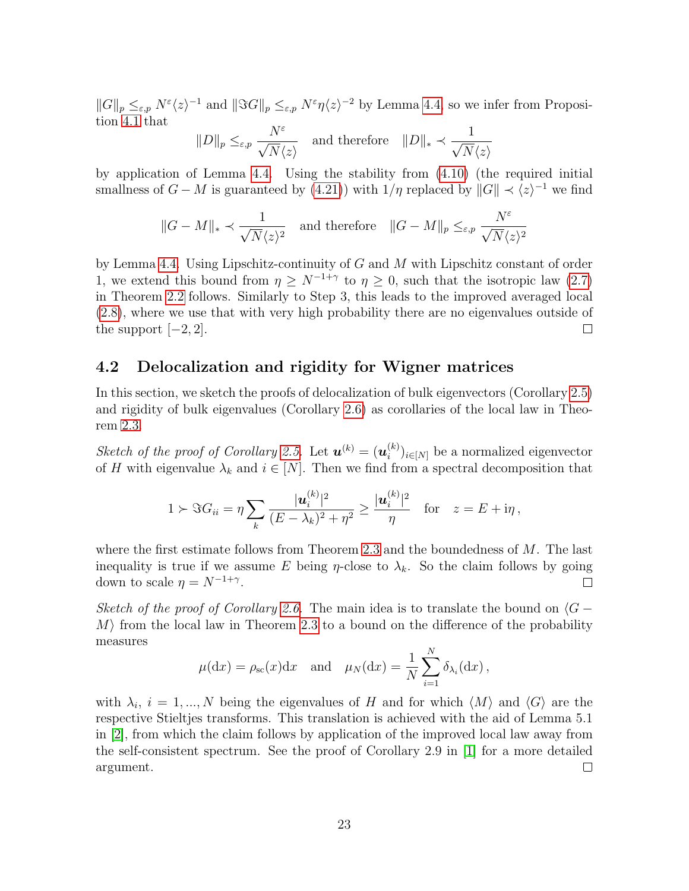$\|G\|_p \leq_{\varepsilon,p} N^\varepsilon \langle z\rangle^{-1}$ and $\|\Im G\|_p \leq_{\varepsilon,p} N^\varepsilon \eta \langle z\rangle^{-2}$ by Lemma 4.4, so we infer from Proposition 4.1 that

$$\|D\|_p \leq_{\varepsilon,p} \frac{N^\varepsilon}{\sqrt{N}\langle z\rangle} \quad \text{and therefore} \quad \|D\|_* \prec \frac{1}{\sqrt{N}\langle z\rangle}$$

by application of Lemma 4.4. Using the stability from (4.10) (the required initial smallness of $G - M$ is guaranteed by (4.21)) with $1/\eta$ replaced by $\|G\| \prec \langle z\rangle^{-1}$ we find

$$\|G - M\|_* \prec \frac{1}{\sqrt{N}\langle z\rangle^2} \quad \text{and therefore} \quad \|G - M\|_p \leq_{\varepsilon,p} \frac{N^\varepsilon}{\sqrt{N}\langle z\rangle^2}$$

by Lemma 4.4. Using Lipschitz-continuity of $G$ and $M$ with Lipschitz constant of order 1, we extend this bound from $\eta \geq N^{-1+\gamma}$ to $\eta \geq 0$, such that the isotropic law (2.7) in Theorem 2.2 follows. Similarly to Step 3, this leads to the improved averaged local (2.8), where we use that with very high probability there are no eigenvalues outside of the support $[-2, 2]$. □

## 4.2 Delocalization and rigidity for Wigner matrices

In this section, we sketch the proofs of delocalization of bulk eigenvectors (Corollary 2.5) and rigidity of bulk eigenvalues (Corollary 2.6) as corollaries of the local law in Theorem 2.3.

*Sketch of the proof of Corollary 2.5.* Let $\boldsymbol{u}^{(k)} = (\boldsymbol{u}_i^{(k)})_{i\in[N]}$ be a normalized eigenvector of $H$ with eigenvalue $\lambda_k$ and $i \in [N]$. Then we find from a spectral decomposition that

$$1 \succ \Im G_{ii} = \eta \sum_k \frac{|\boldsymbol{u}_i^{(k)}|^2}{(E - \lambda_k)^2 + \eta^2} \geq \frac{|\boldsymbol{u}_i^{(k)}|^2}{\eta} \quad \text{for} \quad z = E + \mathrm{i}\eta\,,$$

where the first estimate follows from Theorem 2.3 and the boundedness of $M$. The last inequality is true if we assume $E$ being $\eta$-close to $\lambda_k$. So the claim follows by going down to scale $\eta = N^{-1+\gamma}$. □

*Sketch of the proof of Corollary 2.6.* The main idea is to translate the bound on $\langle G - M\rangle$ from the local law in Theorem 2.3 to a bound on the difference of the probability measures

$$\mu(\mathrm{d}x) = \rho_{\mathrm{sc}}(x)\mathrm{d}x \quad \text{and} \quad \mu_N(\mathrm{d}x) = \frac{1}{N}\sum_{i=1}^N \delta_{\lambda_i}(\mathrm{d}x)\,,$$

with $\lambda_i$, $i = 1, ..., N$ being the eigenvalues of $H$ and for which $\langle M\rangle$ and $\langle G\rangle$ are the respective Stieltjes transforms. This translation is achieved with the aid of Lemma 5.1 in [2], from which the claim follows by application of the improved local law away from the self-consistent spectrum. See the proof of Corollary 2.9 in [1] for a more detailed argument. □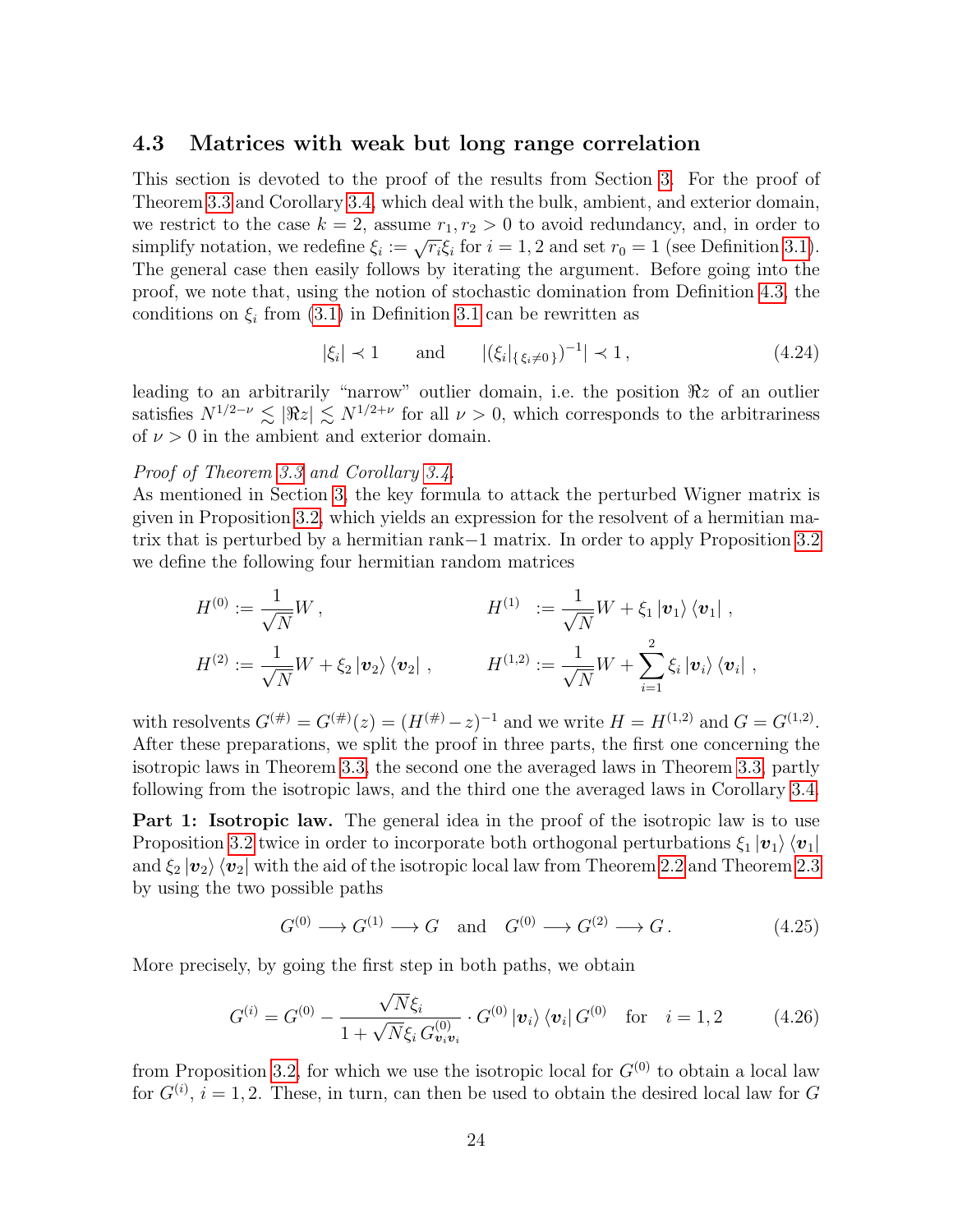### 4.3 Matrices with weak but long range correlation

This section is devoted to the proof of the results from Section 3. For the proof of Theorem 3.3 and Corollary 3.4, which deal with the bulk, ambient, and exterior domain, we restrict to the case $k = 2$, assume $r_1, r_2 > 0$ to avoid redundancy, and, in order to simplify notation, we redefine $\xi_i := \sqrt{r_i}\xi_i$ for $i = 1, 2$ and set $r_0 = 1$ (see Definition 3.1). The general case then easily follows by iterating the argument. Before going into the proof, we note that, using the notion of stochastic domination from Definition 4.3, the conditions on $\xi_i$ from (3.1) in Definition 3.1 can be rewritten as

$$|\xi_i| \prec 1 \qquad \text{and} \qquad |(\xi_i|_{\{\xi_i \neq 0\}})^{-1}| \prec 1\,, \tag{4.24}$$

leading to an arbitrarily "narrow" outlier domain, i.e. the position $\Re z$ of an outlier satisfies $N^{1/2-\nu} \lesssim |\Re z| \lesssim N^{1/2+\nu}$ for all $\nu > 0$, which corresponds to the arbitrariness of $\nu > 0$ in the ambient and exterior domain.

*Proof of Theorem 3.3 and Corollary 3.4.*
As mentioned in Section 3, the key formula to attack the perturbed Wigner matrix is given in Proposition 3.2, which yields an expression for the resolvent of a hermitian matrix that is perturbed by a hermitian rank$-1$ matrix. In order to apply Proposition 3.2 we define the following four hermitian random matrices

$$H^{(0)} := \frac{1}{\sqrt{N}}W\,, \qquad\qquad H^{(1)} := \frac{1}{\sqrt{N}}W + \xi_1 \left|\boldsymbol{v}_1\right\rangle \left\langle \boldsymbol{v}_1\right|\,,$$

$$H^{(2)} := \frac{1}{\sqrt{N}}W + \xi_2 \left|\boldsymbol{v}_2\right\rangle \left\langle \boldsymbol{v}_2\right|\,, \qquad H^{(1,2)} := \frac{1}{\sqrt{N}}W + \sum_{i=1}^{2} \xi_i \left|\boldsymbol{v}_i\right\rangle \left\langle \boldsymbol{v}_i\right|\,,$$

with resolvents $G^{(\#)} = G^{(\#)}(z) = (H^{(\#)} - z)^{-1}$ and we write $H = H^{(1,2)}$ and $G = G^{(1,2)}$. After these preparations, we split the proof in three parts, the first one concerning the isotropic laws in Theorem 3.3, the second one the averaged laws in Theorem 3.3, partly following from the isotropic laws, and the third one the averaged laws in Corollary 3.4.

**Part 1: Isotropic law.** The general idea in the proof of the isotropic law is to use Proposition 3.2 twice in order to incorporate both orthogonal perturbations $\xi_1 \left|\boldsymbol{v}_1\right\rangle \left\langle \boldsymbol{v}_1\right|$ and $\xi_2 \left|\boldsymbol{v}_2\right\rangle \left\langle \boldsymbol{v}_2\right|$ with the aid of the isotropic local law from Theorem 2.2 and Theorem 2.3 by using the two possible paths

$$G^{(0)} \longrightarrow G^{(1)} \longrightarrow G \quad \text{and} \quad G^{(0)} \longrightarrow G^{(2)} \longrightarrow G\,. \tag{4.25}$$

More precisely, by going the first step in both paths, we obtain

$$G^{(i)} = G^{(0)} - \frac{\sqrt{N}\xi_i}{1 + \sqrt{N}\xi_i\, G^{(0)}_{\boldsymbol{v}_i\boldsymbol{v}_i}} \cdot G^{(0)} \left|\boldsymbol{v}_i\right\rangle \left\langle \boldsymbol{v}_i\right| G^{(0)} \quad \text{for} \quad i = 1, 2 \tag{4.26}$$

from Proposition 3.2, for which we use the isotropic local for $G^{(0)}$ to obtain a local law for $G^{(i)}$, $i = 1, 2$. These, in turn, can then be used to obtain the desired local law for $G$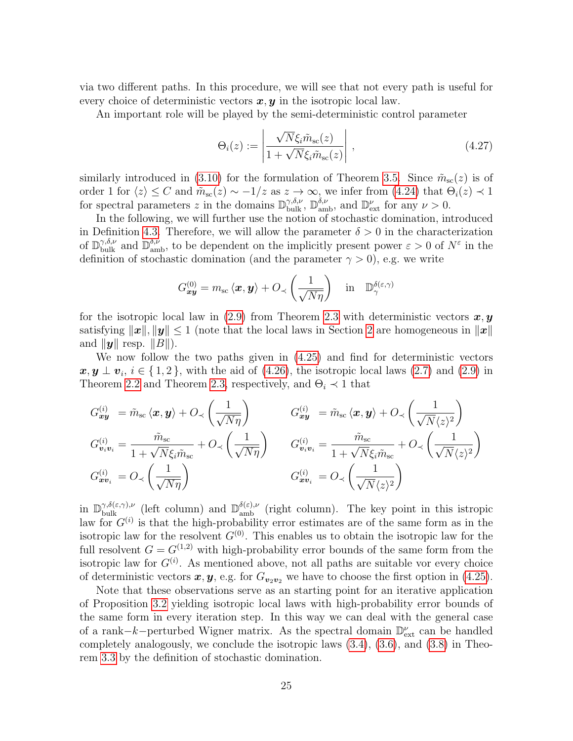via two different paths. In this procedure, we will see that not every path is useful for every choice of deterministic vectors $\boldsymbol{x}, \boldsymbol{y}$ in the isotropic local law.

An important role will be played by the semi-deterministic control parameter

$$\Theta_i(z) := \left| \frac{\sqrt{N}\xi_i \tilde{m}_{\mathrm{sc}}(z)}{1 + \sqrt{N}\xi_i \tilde{m}_{\mathrm{sc}}(z)} \right| , \tag{4.27}$$

similarly introduced in (3.10) for the formulation of Theorem 3.5. Since $\tilde{m}_{\mathrm{sc}}(z)$ is of order 1 for $\langle z \rangle \leq C$ and $\tilde{m}_{\mathrm{sc}}(z) \sim -1/z$ as $z \to \infty$, we infer from (4.24) that $\Theta_i(z) \prec 1$ for spectral parameters $z$ in the domains $\mathbb{D}^{\gamma,\delta,\nu}_{\mathrm{bulk}}$, $\mathbb{D}^{\delta,\nu}_{\mathrm{amb}}$, and $\mathbb{D}^{\nu}_{\mathrm{ext}}$ for any $\nu > 0$.

In the following, we will further use the notion of stochastic domination, introduced in Definition 4.3. Therefore, we will allow the parameter $\delta > 0$ in the characterization of $\mathbb{D}^{\gamma,\delta,\nu}_{\mathrm{bulk}}$ and $\mathbb{D}^{\delta,\nu}_{\mathrm{amb}}$, to be dependent on the implicitly present power $\varepsilon > 0$ of $N^\varepsilon$ in the definition of stochastic domination (and the parameter $\gamma > 0$), e.g. we write

$$G^{(0)}_{\boldsymbol{xy}} = m_{\mathrm{sc}} \langle \boldsymbol{x}, \boldsymbol{y} \rangle + O_\prec\left( \frac{1}{\sqrt{N\eta}} \right) \quad \text{in} \quad \mathbb{D}^{\delta(\varepsilon,\gamma)}_{\gamma}$$

for the isotropic local law in (2.9) from Theorem 2.3 with deterministic vectors $\boldsymbol{x}, \boldsymbol{y}$ satisfying $\|\boldsymbol{x}\|, \|\boldsymbol{y}\| \leq 1$ (note that the local laws in Section 2 are homogeneous in $\|\boldsymbol{x}\|$ and $\|\boldsymbol{y}\|$ resp. $\|B\|$).

We now follow the two paths given in (4.25) and find for deterministic vectors $\boldsymbol{x}, \boldsymbol{y} \perp \boldsymbol{v}_i$, $i \in \{1, 2\}$, with the aid of (4.26), the isotropic local laws (2.7) and (2.9) in Theorem 2.2 and Theorem 2.3, respectively, and $\Theta_i \prec 1$ that

$$\begin{aligned}
G^{(i)}_{\boldsymbol{xy}} &= \tilde{m}_{\mathrm{sc}} \langle \boldsymbol{x}, \boldsymbol{y} \rangle + O_\prec\left( \frac{1}{\sqrt{N\eta}} \right) & G^{(i)}_{\boldsymbol{xy}} &= \tilde{m}_{\mathrm{sc}} \langle \boldsymbol{x}, \boldsymbol{y} \rangle + O_\prec\left( \frac{1}{\sqrt{N}\langle z \rangle^2} \right) \\
G^{(i)}_{\boldsymbol{v}_i\boldsymbol{v}_i} &= \frac{\tilde{m}_{\mathrm{sc}}}{1 + \sqrt{N}\xi_i \tilde{m}_{\mathrm{sc}}} + O_\prec\left( \frac{1}{\sqrt{N\eta}} \right) & G^{(i)}_{\boldsymbol{v}_i\boldsymbol{v}_i} &= \frac{\tilde{m}_{\mathrm{sc}}}{1 + \sqrt{N}\xi_i \tilde{m}_{\mathrm{sc}}} + O_\prec\left( \frac{1}{\sqrt{N}\langle z \rangle^2} \right) \\
G^{(i)}_{\boldsymbol{x}\boldsymbol{v}_i} &= O_\prec\left( \frac{1}{\sqrt{N\eta}} \right) & G^{(i)}_{\boldsymbol{x}\boldsymbol{v}_i} &= O_\prec\left( \frac{1}{\sqrt{N}\langle z \rangle^2} \right)
\end{aligned}$$

in $\mathbb{D}^{\gamma,\delta(\varepsilon,\gamma),\nu}_{\mathrm{bulk}}$ (left column) and $\mathbb{D}^{\delta(\varepsilon),\nu}_{\mathrm{amb}}$ (right column). The key point in this istropic law for $G^{(i)}$ is that the high-probability error estimates are of the same form as in the isotropic law for the resolvent $G^{(0)}$. This enables us to obtain the isotropic law for the full resolvent $G = G^{(1,2)}$ with high-probability error bounds of the same form from the isotropic law for $G^{(i)}$. As mentioned above, not all paths are suitable vor every choice of deterministic vectors $\boldsymbol{x}, \boldsymbol{y}$, e.g. for $G_{\boldsymbol{v}_2\boldsymbol{v}_2}$ we have to choose the first option in (4.25).

Note that these observations serve as an starting point for an iterative application of Proposition 3.2 yielding isotropic local laws with high-probability error bounds of the same form in every iteration step. In this way we can deal with the general case of a rank$-k-$perturbed Wigner matrix. As the spectral domain $\mathbb{D}^{\nu}_{\mathrm{ext}}$ can be handled completely analogously, we conclude the isotropic laws (3.4), (3.6), and (3.8) in Theorem 3.3 by the definition of stochastic domination.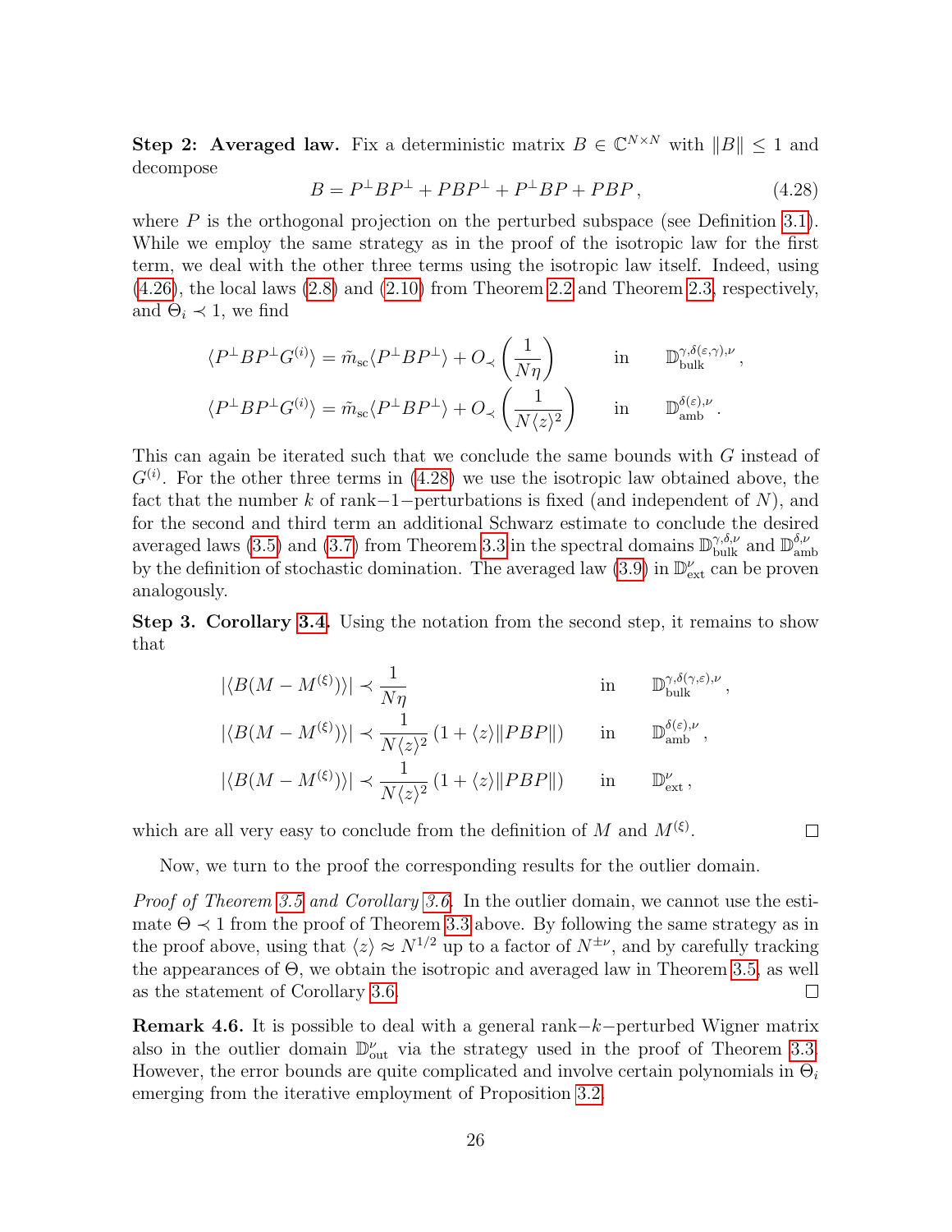**Step 2: Averaged law.** Fix a deterministic matrix $B \in \mathbb{C}^{N\times N}$ with $\|B\| \le 1$ and decompose

$$B = P^\perp B P^\perp + P B P^\perp + P^\perp B P + P B P\,, \tag{4.28}$$

where $P$ is the orthogonal projection on the perturbed subspace (see Definition 3.1). While we employ the same strategy as in the proof of the isotropic law for the first term, we deal with the other three terms using the isotropic law itself. Indeed, using (4.26), the local laws (2.8) and (2.10) from Theorem 2.2 and Theorem 2.3, respectively, and $\Theta_i \prec 1$, we find

$$\langle P^\perp B P^\perp G^{(i)}\rangle = \tilde{m}_{\mathrm{sc}} \langle P^\perp B P^\perp \rangle + O_\prec\left(\frac{1}{N\eta}\right) \qquad \text{in} \qquad \mathbb{D}_{\mathrm{bulk}}^{\gamma,\delta(\varepsilon,\gamma),\nu}\,,$$

$$\langle P^\perp B P^\perp G^{(i)}\rangle = \tilde{m}_{\mathrm{sc}} \langle P^\perp B P^\perp \rangle + O_\prec\left(\frac{1}{N\langle z\rangle^2}\right) \qquad \text{in} \qquad \mathbb{D}_{\mathrm{amb}}^{\delta(\varepsilon),\nu}\,.$$

This can again be iterated such that we conclude the same bounds with $G$ instead of $G^{(i)}$. For the other three terms in (4.28) we use the isotropic law obtained above, the fact that the number $k$ of rank$-1-$perturbations is fixed (and independent of $N$), and for the second and third term an additional Schwarz estimate to conclude the desired averaged laws (3.5) and (3.7) from Theorem 3.3 in the spectral domains $\mathbb{D}_{\mathrm{bulk}}^{\gamma,\delta,\nu}$ and $\mathbb{D}_{\mathrm{amb}}^{\delta,\nu}$ by the definition of stochastic domination. The averaged law (3.9) in $\mathbb{D}_{\mathrm{ext}}^{\nu}$ can be proven analogously.

**Step 3. Corollary 3.4.** Using the notation from the second step, it remains to show that

$$|\langle B(M - M^{(\xi)})\rangle| \prec \frac{1}{N\eta} \qquad\qquad \text{in} \qquad \mathbb{D}_{\mathrm{bulk}}^{\gamma,\delta(\gamma,\varepsilon),\nu}\,,$$

$$|\langle B(M - M^{(\xi)})\rangle| \prec \frac{1}{N\langle z\rangle^2}\left(1 + \langle z\rangle \|PBP\|\right) \qquad \text{in} \qquad \mathbb{D}_{\mathrm{amb}}^{\delta(\varepsilon),\nu}\,,$$

$$|\langle B(M - M^{(\xi)})\rangle| \prec \frac{1}{N\langle z\rangle^2}\left(1 + \langle z\rangle \|PBP\|\right) \qquad \text{in} \qquad \mathbb{D}_{\mathrm{ext}}^{\nu}\,,$$

which are all very easy to conclude from the definition of $M$ and $M^{(\xi)}$. $\square$

Now, we turn to the proof the corresponding results for the outlier domain.

*Proof of Theorem 3.5 and Corollary 3.6.* In the outlier domain, we cannot use the estimate $\Theta \prec 1$ from the proof of Theorem 3.3 above. By following the same strategy as in the proof above, using that $\langle z\rangle \approx N^{1/2}$ up to a factor of $N^{\pm\nu}$, and by carefully tracking the appearances of $\Theta$, we obtain the isotropic and averaged law in Theorem 3.5, as well as the statement of Corollary 3.6. $\square$

**Remark 4.6.** It is possible to deal with a general rank$-k-$perturbed Wigner matrix also in the outlier domain $\mathbb{D}_{\mathrm{out}}^{\nu}$ via the strategy used in the proof of Theorem 3.3. However, the error bounds are quite complicated and involve certain polynomials in $\Theta_i$ emerging from the iterative employment of Proposition 3.2.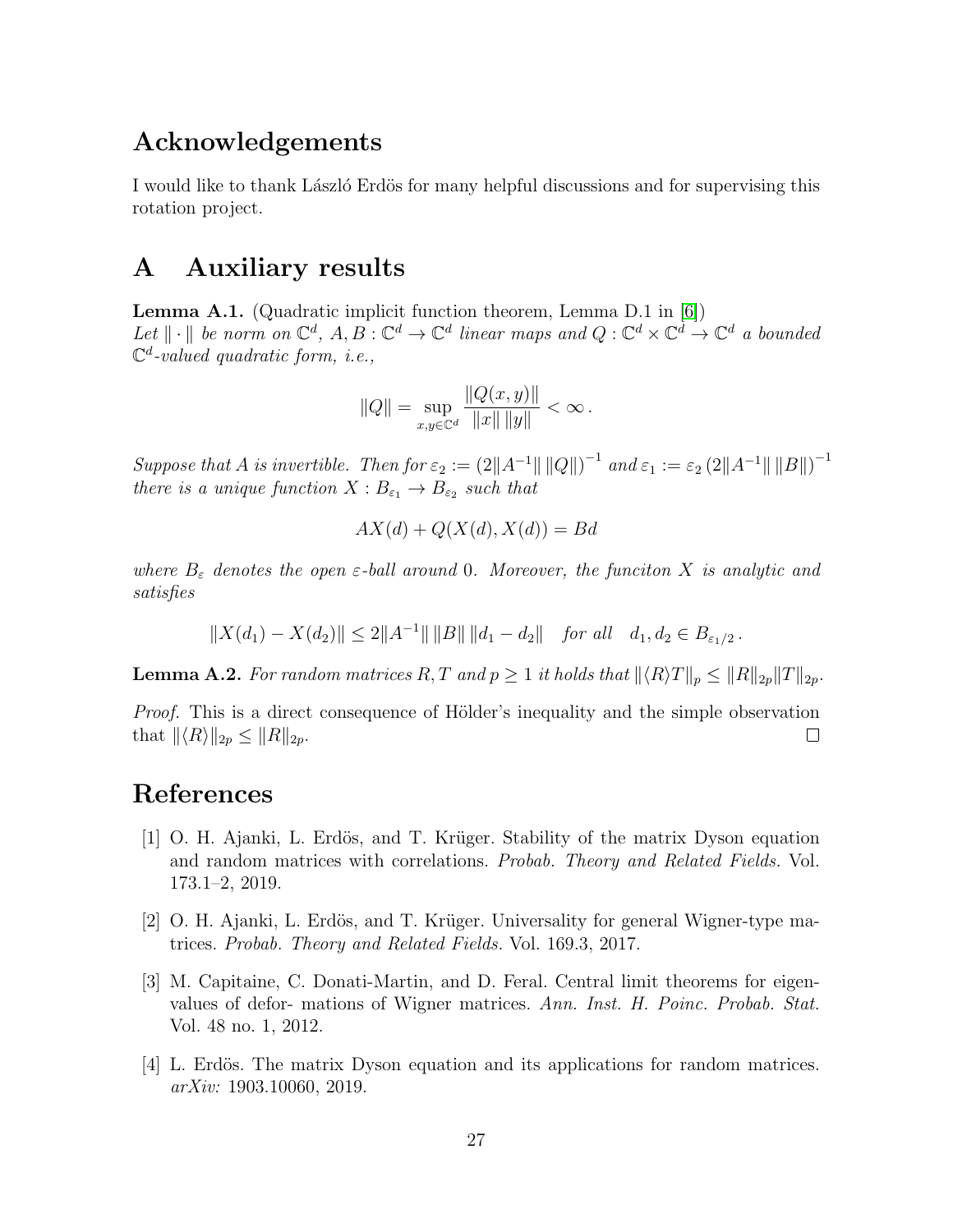## Acknowledgements

I would like to thank László Erdös for many helpful discussions and for supervising this rotation project.

## A Auxiliary results

**Lemma A.1.** (Quadratic implicit function theorem, Lemma D.1 in [6])
*Let $\|\cdot\|$ be norm on $\mathbb{C}^d$, $A, B : \mathbb{C}^d \to \mathbb{C}^d$ linear maps and $Q : \mathbb{C}^d \times \mathbb{C}^d \to \mathbb{C}^d$ a bounded $\mathbb{C}^d$-valued quadratic form, i.e.,*

$$\|Q\| = \sup_{x,y\in\mathbb{C}^d} \frac{\|Q(x,y)\|}{\|x\|\,\|y\|} < \infty\,.$$

*Suppose that $A$ is invertible. Then for $\varepsilon_2 := (2\|A^{-1}\|\,\|Q\|)^{-1}$ and $\varepsilon_1 := \varepsilon_2\,(2\|A^{-1}\|\,\|B\|)^{-1}$ there is a unique function $X : B_{\varepsilon_1} \to B_{\varepsilon_2}$ such that*

$$AX(d) + Q(X(d), X(d)) = Bd$$

*where $B_\varepsilon$ denotes the open $\varepsilon$-ball around $0$. Moreover, the funciton $X$ is analytic and satisfies*

$$\|X(d_1) - X(d_2)\| \leq 2\|A^{-1}\|\,\|B\|\,\|d_1 - d_2\| \quad \text{for all} \quad d_1, d_2 \in B_{\varepsilon_1/2}\,.$$

**Lemma A.2.** *For random matrices $R, T$ and $p \geq 1$ it holds that $\|\langle R\rangle T\|_p \leq \|R\|_{2p}\|T\|_{2p}$.*

*Proof.* This is a direct consequence of Hölder's inequality and the simple observation that $\|\langle R\rangle\|_{2p} \leq \|R\|_{2p}$. □

## References

[1] O. H. Ajanki, L. Erdös, and T. Krüger. Stability of the matrix Dyson equation and random matrices with correlations. *Probab. Theory and Related Fields.* Vol. 173.1–2, 2019.

[2] O. H. Ajanki, L. Erdös, and T. Krüger. Universality for general Wigner-type matrices. *Probab. Theory and Related Fields.* Vol. 169.3, 2017.

[3] M. Capitaine, C. Donati-Martin, and D. Feral. Central limit theorems for eigenvalues of defor- mations of Wigner matrices. *Ann. Inst. H. Poinc. Probab. Stat.* Vol. 48 no. 1, 2012.

[4] L. Erdös. The matrix Dyson equation and its applications for random matrices. *arXiv:* 1903.10060, 2019.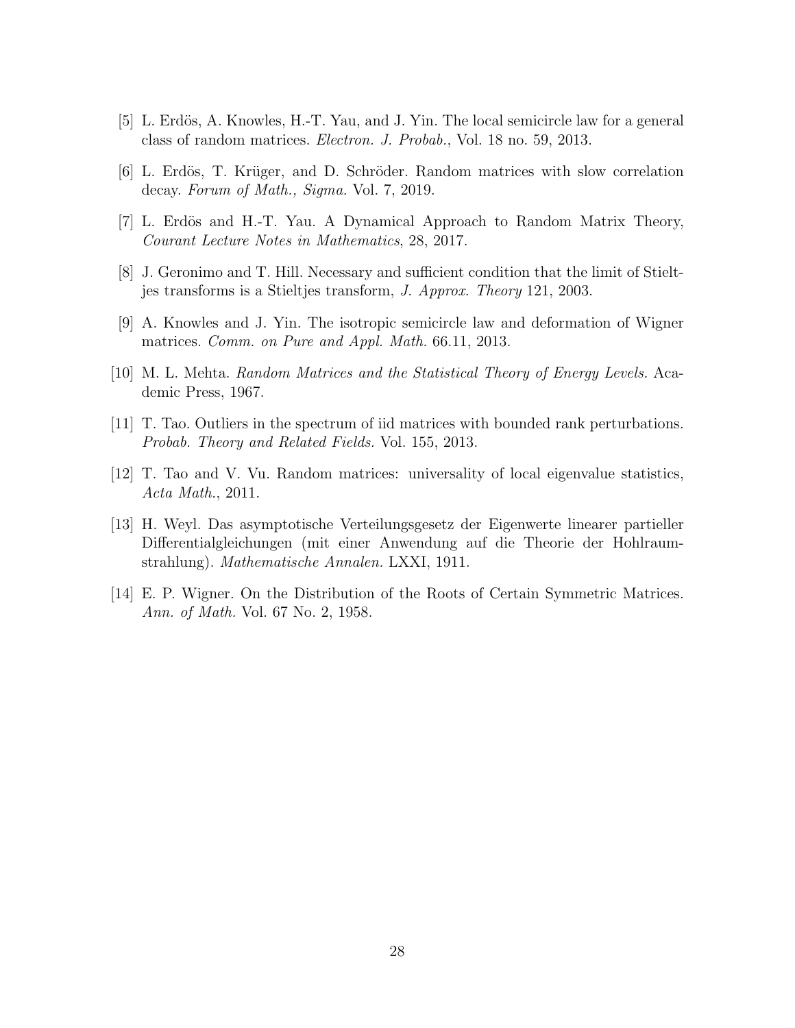[5] L. Erdös, A. Knowles, H.-T. Yau, and J. Yin. The local semicircle law for a general class of random matrices. *Electron. J. Probab.*, Vol. 18 no. 59, 2013.

[6] L. Erdös, T. Krüger, and D. Schröder. Random matrices with slow correlation decay. *Forum of Math., Sigma.* Vol. 7, 2019.

[7] L. Erdös and H.-T. Yau. A Dynamical Approach to Random Matrix Theory, *Courant Lecture Notes in Mathematics*, 28, 2017.

[8] J. Geronimo and T. Hill. Necessary and sufficient condition that the limit of Stieltjes transforms is a Stieltjes transform, *J. Approx. Theory* 121, 2003.

[9] A. Knowles and J. Yin. The isotropic semicircle law and deformation of Wigner matrices. *Comm. on Pure and Appl. Math.* 66.11, 2013.

[10] M. L. Mehta. *Random Matrices and the Statistical Theory of Energy Levels.* Academic Press, 1967.

[11] T. Tao. Outliers in the spectrum of iid matrices with bounded rank perturbations. *Probab. Theory and Related Fields.* Vol. 155, 2013.

[12] T. Tao and V. Vu. Random matrices: universality of local eigenvalue statistics, *Acta Math.*, 2011.

[13] H. Weyl. Das asymptotische Verteilungsgesetz der Eigenwerte linearer partieller Differentialgleichungen (mit einer Anwendung auf die Theorie der Hohlraumstrahlung). *Mathematische Annalen.* LXXI, 1911.

[14] E. P. Wigner. On the Distribution of the Roots of Certain Symmetric Matrices. *Ann. of Math.* Vol. 67 No. 2, 1958.